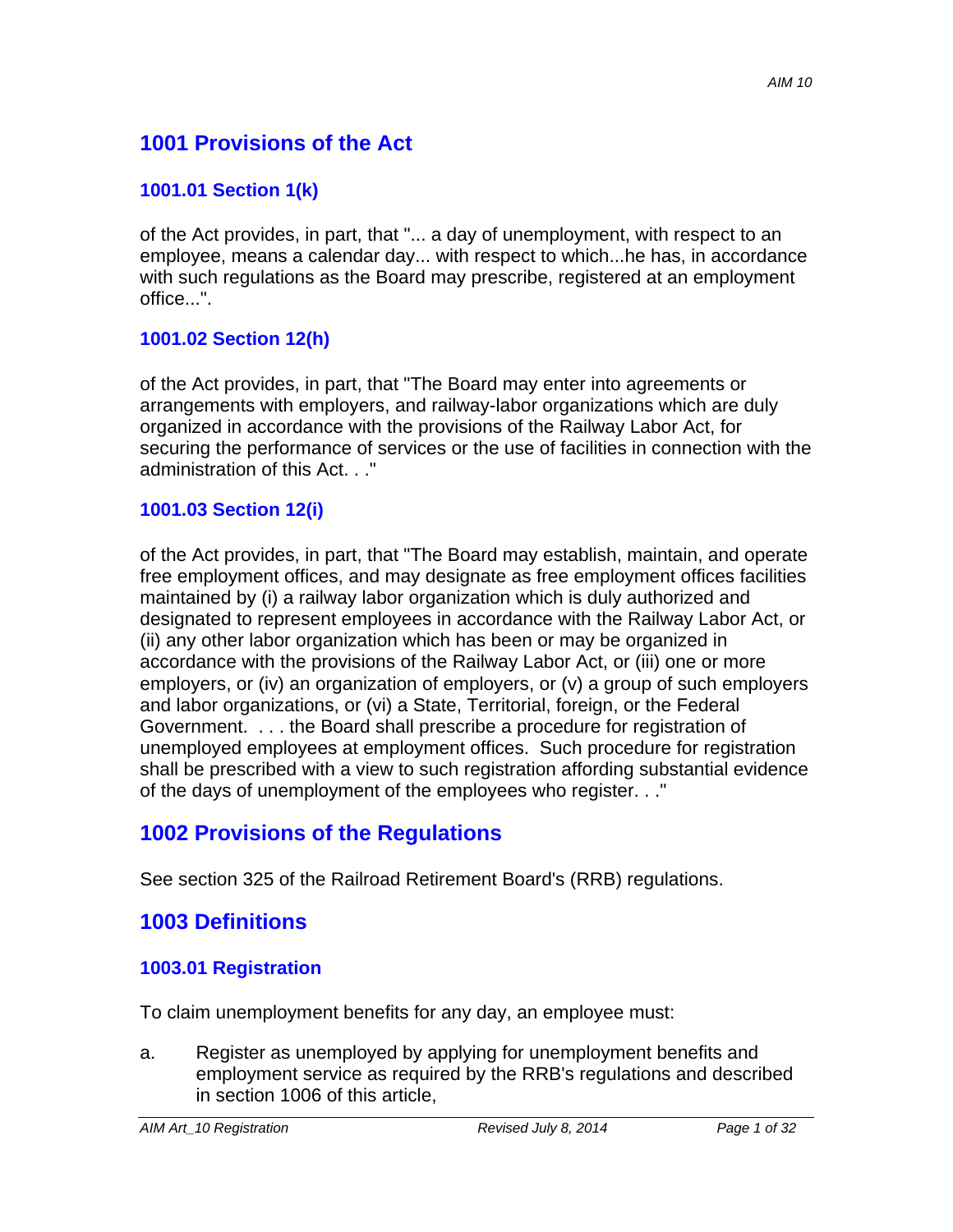# 1001 Provisions of the Act

## 1001.01 Section 1(k)

of the Act provides, in part, that "... a day of unemployment, with respect to an employee, means a calendar day... with respect to which...he has, in accordance with such regulations as the Board may prescribe, registered at an employment office...".

## 1001.02 Section 12(h)

of the Act provides, in part, that "The Board may enter into agreements or arrangements with employers, and railway-labor organizations which are duly organized in accordance with the provisions of the Railway Labor Act, for securing the performance of services or the use of facilities in connection with the administration of this Act. . ."

## 1001.03 Section 12(i)

of the Act provides, in part, that "The Board may establish, maintain, and operate free employment offices, and may designate as free employment offices facilities maintained by (i) a railway labor organization which is duly authorized and designated to represent employees in accordance with the Railway Labor Act, or (ii) any other labor organization which has been or may be organized in accordance with the provisions of the Railway Labor Act, or (iii) one or more employers, or (iv) an organization of employers, or (v) a group of such employers and labor organizations, or (vi) a State, Territorial, foreign, or the Federal Government. . . . the Board shall prescribe a procedure for registration of unemployed employees at employment offices. Such procedure for registration shall be prescribed with a view to such registration affording substantial evidence of the days of unemployment of the employees who register. . ."

# 1002 Provisions of the Regulations

See section 325 of the Railroad Retirement Board's (RRB) regulations.

# 1003 Definitions

## 1003.01 Registration

To claim unemployment benefits for any day, an employee must:

a. Register as unemployed by applying for unemployment benefits and employment service as required by the RRB's regulations and described in section 1006 of this article,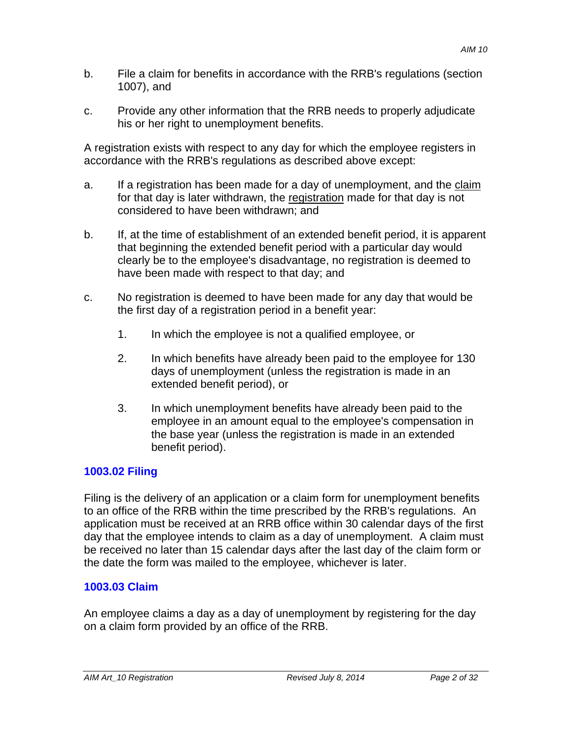b. File a claim for benefits in accordance with the RRB's regulations (section 1007), and

c. Provide any other information that the RRB needs to properly adjudicate his or her right to unemployment benefits.

A registration exists with respect to any day for which the employee registers in accordance with the RRB's regulations as described above except:

a. If a registration has been made for a day of unemployment, and the <u>claim</u> for that day is later withdrawn, the <u>registration</u> made for that day is not considered to have been withdrawn; and

b. If, at the time of establishment of an extended benefit period, it is apparent that beginning the extended benefit period with a particular day would clearly be to the employee's disadvantage, no registration is deemed to have been made with respect to that day; and

c. No registration is deemed to have been made for any day that would be the first day of a registration period in a benefit year:

   1. In which the employee is not a qualified employee, or

   2. In which benefits have already been paid to the employee for 130 days of unemployment (unless the registration is made in an extended benefit period), or

   3. In which unemployment benefits have already been paid to the employee in an amount equal to the employee's compensation in the base year (unless the registration is made in an extended benefit period).

## 1003.02 Filing

Filing is the delivery of an application or a claim form for unemployment benefits to an office of the RRB within the time prescribed by the RRB's regulations. An application must be received at an RRB office within 30 calendar days of the first day that the employee intends to claim as a day of unemployment. A claim must be received no later than 15 calendar days after the last day of the claim form or the date the form was mailed to the employee, whichever is later.

## 1003.03 Claim

An employee claims a day as a day of unemployment by registering for the day on a claim form provided by an office of the RRB.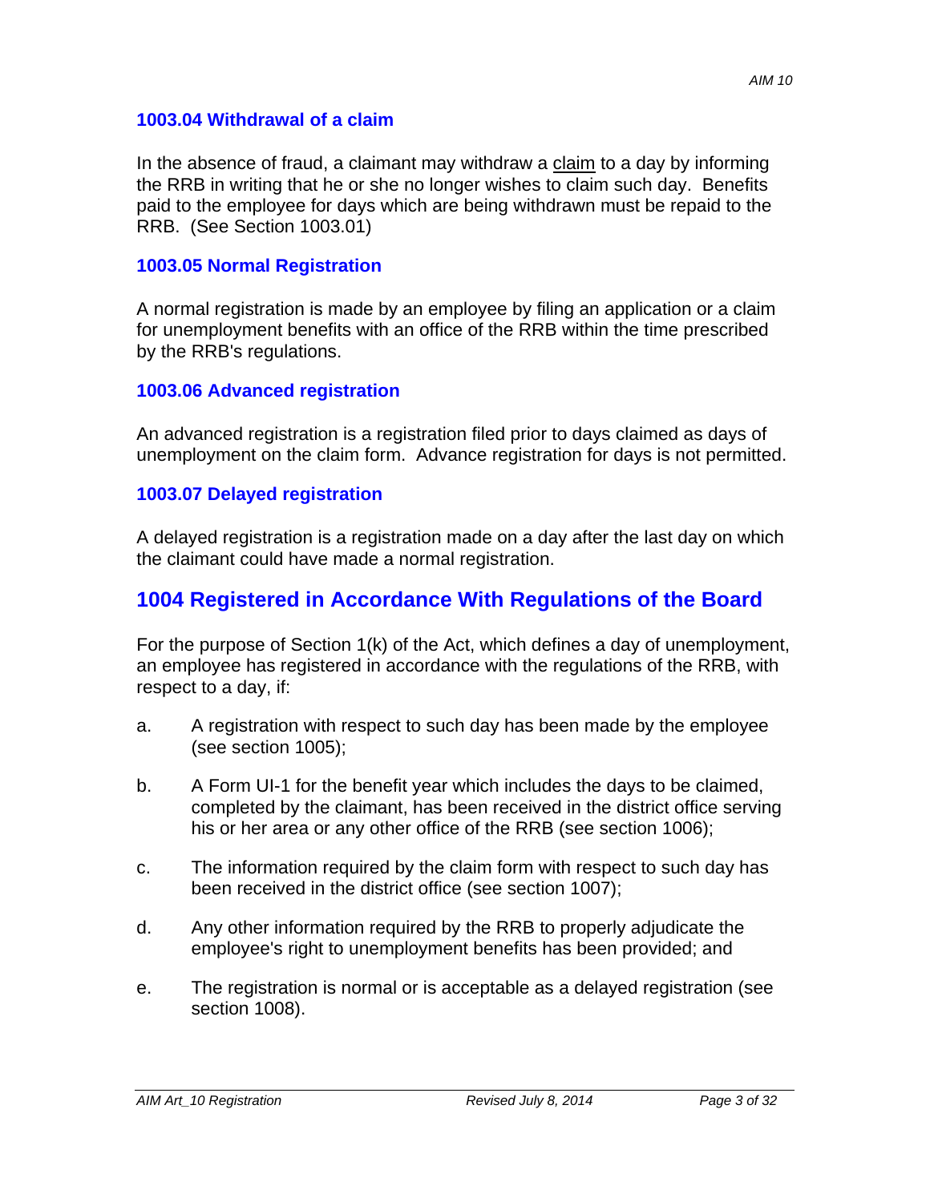### 1003.04 Withdrawal of a claim

In the absence of fraud, a claimant may withdraw a claim to a day by informing the RRB in writing that he or she no longer wishes to claim such day. Benefits paid to the employee for days which are being withdrawn must be repaid to the RRB. (See Section 1003.01)

### 1003.05 Normal Registration

A normal registration is made by an employee by filing an application or a claim for unemployment benefits with an office of the RRB within the time prescribed by the RRB's regulations.

### 1003.06 Advanced registration

An advanced registration is a registration filed prior to days claimed as days of unemployment on the claim form. Advance registration for days is not permitted.

### 1003.07 Delayed registration

A delayed registration is a registration made on a day after the last day on which the claimant could have made a normal registration.

## 1004 Registered in Accordance With Regulations of the Board

For the purpose of Section 1(k) of the Act, which defines a day of unemployment, an employee has registered in accordance with the regulations of the RRB, with respect to a day, if:

a. A registration with respect to such day has been made by the employee (see section 1005);

b. A Form UI-1 for the benefit year which includes the days to be claimed, completed by the claimant, has been received in the district office serving his or her area or any other office of the RRB (see section 1006);

c. The information required by the claim form with respect to such day has been received in the district office (see section 1007);

d. Any other information required by the RRB to properly adjudicate the employee's right to unemployment benefits has been provided; and

e. The registration is normal or is acceptable as a delayed registration (see section 1008).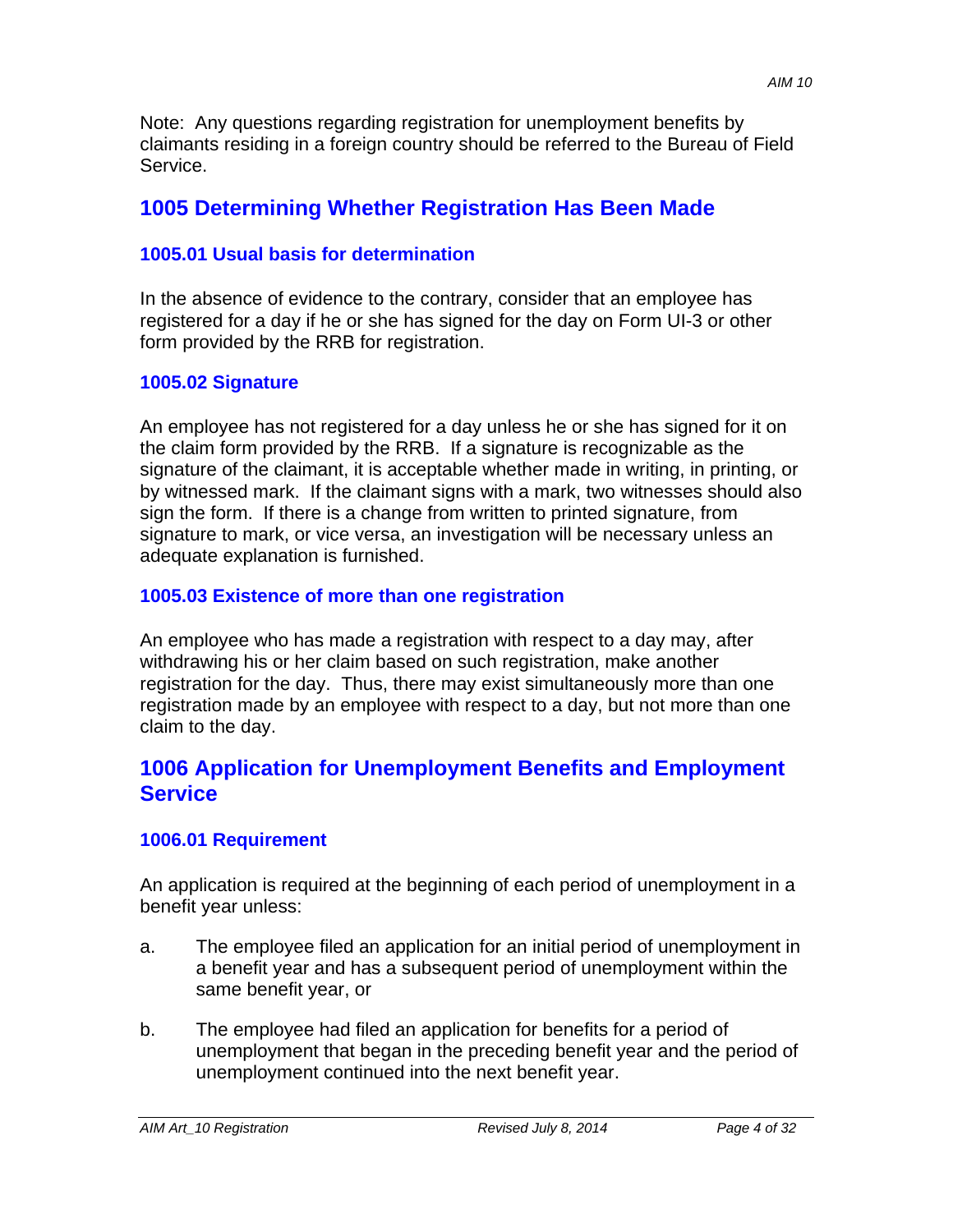Note: Any questions regarding registration for unemployment benefits by claimants residing in a foreign country should be referred to the Bureau of Field Service.

## 1005 Determining Whether Registration Has Been Made

### 1005.01 Usual basis for determination

In the absence of evidence to the contrary, consider that an employee has registered for a day if he or she has signed for the day on Form UI-3 or other form provided by the RRB for registration.

### 1005.02 Signature

An employee has not registered for a day unless he or she has signed for it on the claim form provided by the RRB. If a signature is recognizable as the signature of the claimant, it is acceptable whether made in writing, in printing, or by witnessed mark. If the claimant signs with a mark, two witnesses should also sign the form. If there is a change from written to printed signature, from signature to mark, or vice versa, an investigation will be necessary unless an adequate explanation is furnished.

### 1005.03 Existence of more than one registration

An employee who has made a registration with respect to a day may, after withdrawing his or her claim based on such registration, make another registration for the day. Thus, there may exist simultaneously more than one registration made by an employee with respect to a day, but not more than one claim to the day.

## 1006 Application for Unemployment Benefits and Employment Service

### 1006.01 Requirement

An application is required at the beginning of each period of unemployment in a benefit year unless:

a. The employee filed an application for an initial period of unemployment in a benefit year and has a subsequent period of unemployment within the same benefit year, or

b. The employee had filed an application for benefits for a period of unemployment that began in the preceding benefit year and the period of unemployment continued into the next benefit year.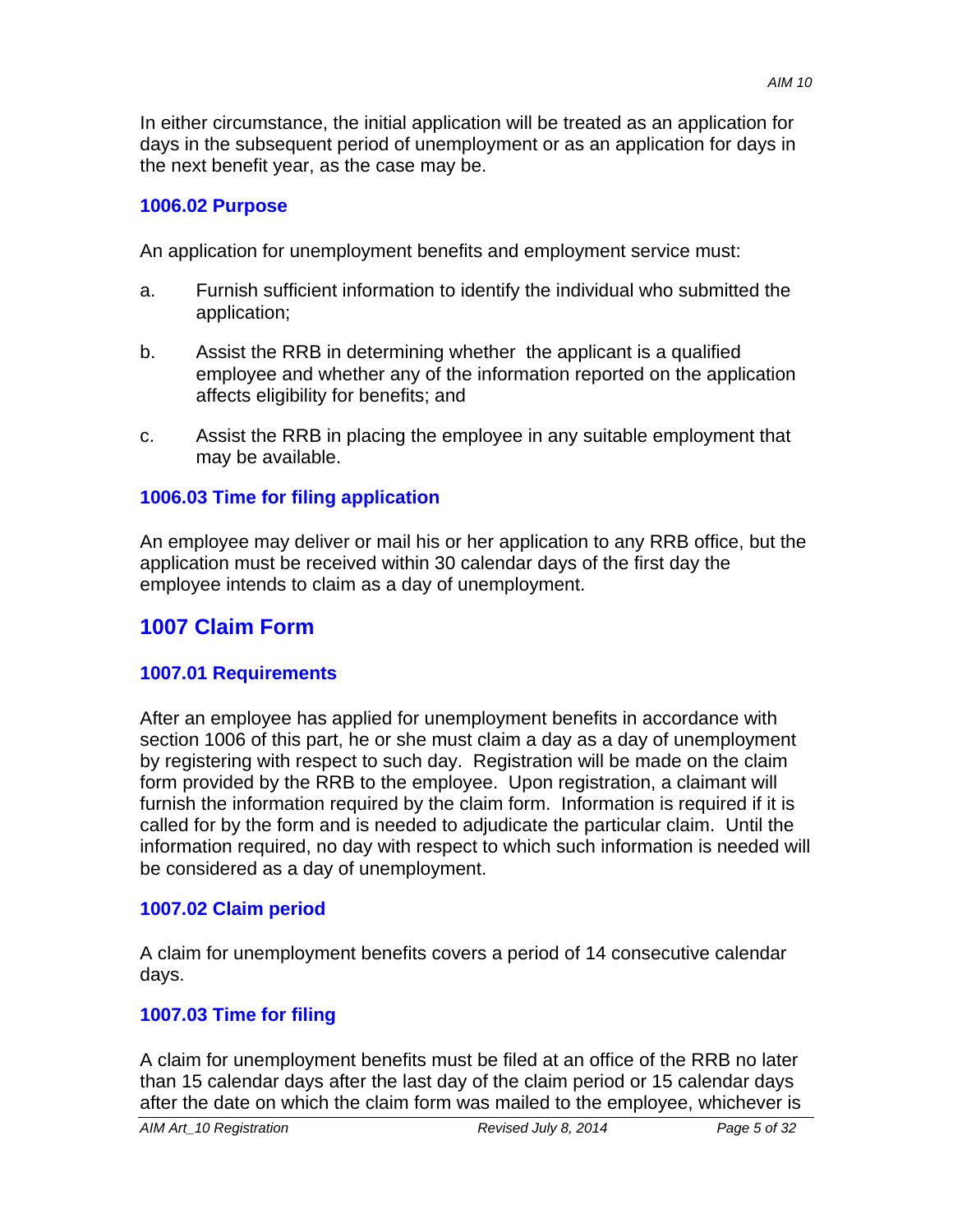In either circumstance, the initial application will be treated as an application for days in the subsequent period of unemployment or as an application for days in the next benefit year, as the case may be.

### 1006.02 Purpose

An application for unemployment benefits and employment service must:

a. Furnish sufficient information to identify the individual who submitted the application;

b. Assist the RRB in determining whether the applicant is a qualified employee and whether any of the information reported on the application affects eligibility for benefits; and

c. Assist the RRB in placing the employee in any suitable employment that may be available.

### 1006.03 Time for filing application

An employee may deliver or mail his or her application to any RRB office, but the application must be received within 30 calendar days of the first day the employee intends to claim as a day of unemployment.

## 1007 Claim Form

### 1007.01 Requirements

After an employee has applied for unemployment benefits in accordance with section 1006 of this part, he or she must claim a day as a day of unemployment by registering with respect to such day. Registration will be made on the claim form provided by the RRB to the employee. Upon registration, a claimant will furnish the information required by the claim form. Information is required if it is called for by the form and is needed to adjudicate the particular claim. Until the information required, no day with respect to which such information is needed will be considered as a day of unemployment.

### 1007.02 Claim period

A claim for unemployment benefits covers a period of 14 consecutive calendar days.

### 1007.03 Time for filing

A claim for unemployment benefits must be filed at an office of the RRB no later than 15 calendar days after the last day of the claim period or 15 calendar days after the date on which the claim form was mailed to the employee, whichever is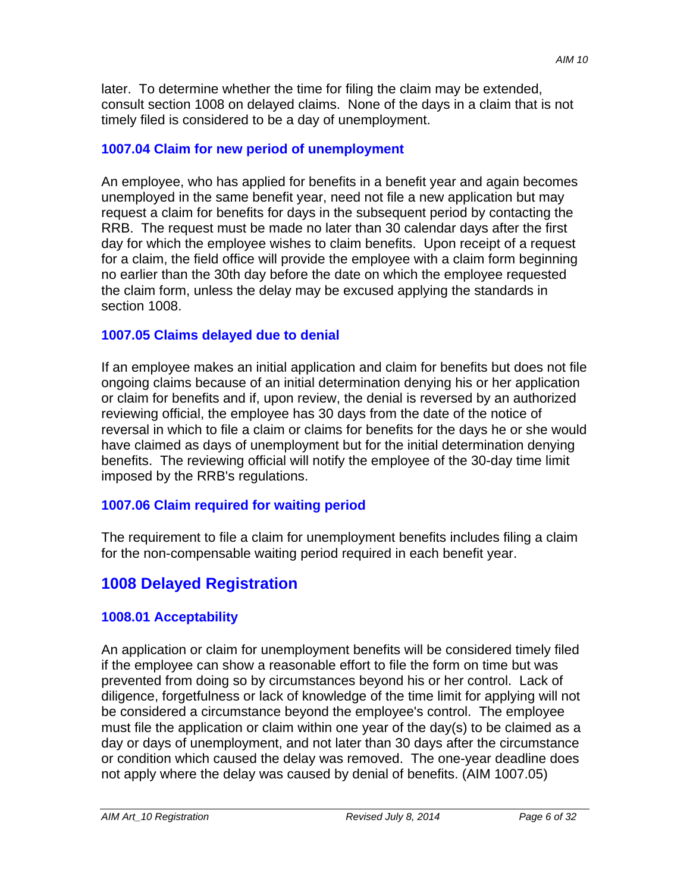later. To determine whether the time for filing the claim may be extended, consult section 1008 on delayed claims. None of the days in a claim that is not timely filed is considered to be a day of unemployment.

### 1007.04 Claim for new period of unemployment

An employee, who has applied for benefits in a benefit year and again becomes unemployed in the same benefit year, need not file a new application but may request a claim for benefits for days in the subsequent period by contacting the RRB. The request must be made no later than 30 calendar days after the first day for which the employee wishes to claim benefits. Upon receipt of a request for a claim, the field office will provide the employee with a claim form beginning no earlier than the 30th day before the date on which the employee requested the claim form, unless the delay may be excused applying the standards in section 1008.

### 1007.05 Claims delayed due to denial

If an employee makes an initial application and claim for benefits but does not file ongoing claims because of an initial determination denying his or her application or claim for benefits and if, upon review, the denial is reversed by an authorized reviewing official, the employee has 30 days from the date of the notice of reversal in which to file a claim or claims for benefits for the days he or she would have claimed as days of unemployment but for the initial determination denying benefits. The reviewing official will notify the employee of the 30-day time limit imposed by the RRB's regulations.

### 1007.06 Claim required for waiting period

The requirement to file a claim for unemployment benefits includes filing a claim for the non-compensable waiting period required in each benefit year.

## 1008 Delayed Registration

### 1008.01 Acceptability

An application or claim for unemployment benefits will be considered timely filed if the employee can show a reasonable effort to file the form on time but was prevented from doing so by circumstances beyond his or her control. Lack of diligence, forgetfulness or lack of knowledge of the time limit for applying will not be considered a circumstance beyond the employee's control. The employee must file the application or claim within one year of the day(s) to be claimed as a day or days of unemployment, and not later than 30 days after the circumstance or condition which caused the delay was removed. The one-year deadline does not apply where the delay was caused by denial of benefits. (AIM 1007.05)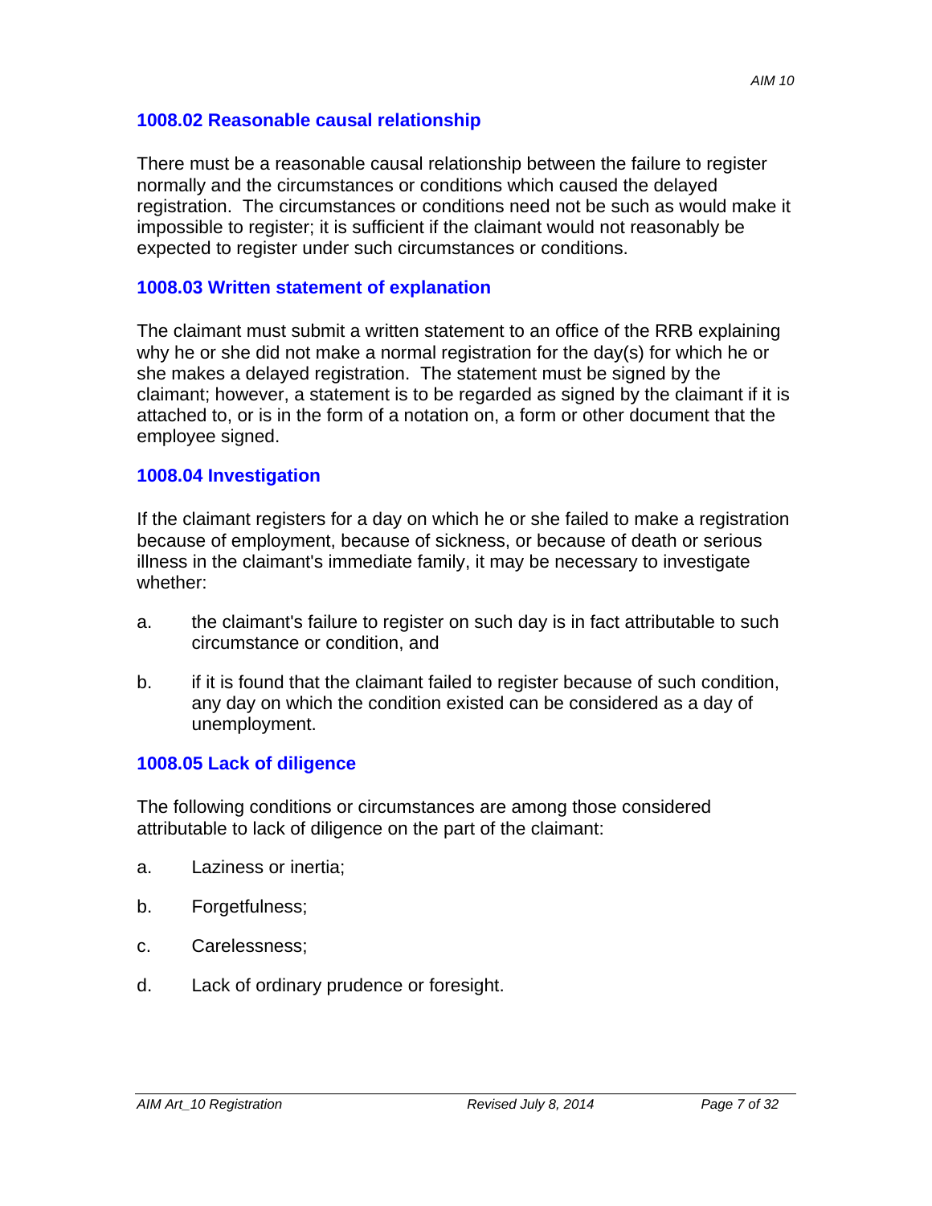### 1008.02 Reasonable causal relationship

There must be a reasonable causal relationship between the failure to register normally and the circumstances or conditions which caused the delayed registration. The circumstances or conditions need not be such as would make it impossible to register; it is sufficient if the claimant would not reasonably be expected to register under such circumstances or conditions.

### 1008.03 Written statement of explanation

The claimant must submit a written statement to an office of the RRB explaining why he or she did not make a normal registration for the day(s) for which he or she makes a delayed registration. The statement must be signed by the claimant; however, a statement is to be regarded as signed by the claimant if it is attached to, or is in the form of a notation on, a form or other document that the employee signed.

### 1008.04 Investigation

If the claimant registers for a day on which he or she failed to make a registration because of employment, because of sickness, or because of death or serious illness in the claimant's immediate family, it may be necessary to investigate whether:

a. the claimant's failure to register on such day is in fact attributable to such circumstance or condition, and

b. if it is found that the claimant failed to register because of such condition, any day on which the condition existed can be considered as a day of unemployment.

### 1008.05 Lack of diligence

The following conditions or circumstances are among those considered attributable to lack of diligence on the part of the claimant:

a. Laziness or inertia;

b. Forgetfulness;

c. Carelessness;

d. Lack of ordinary prudence or foresight.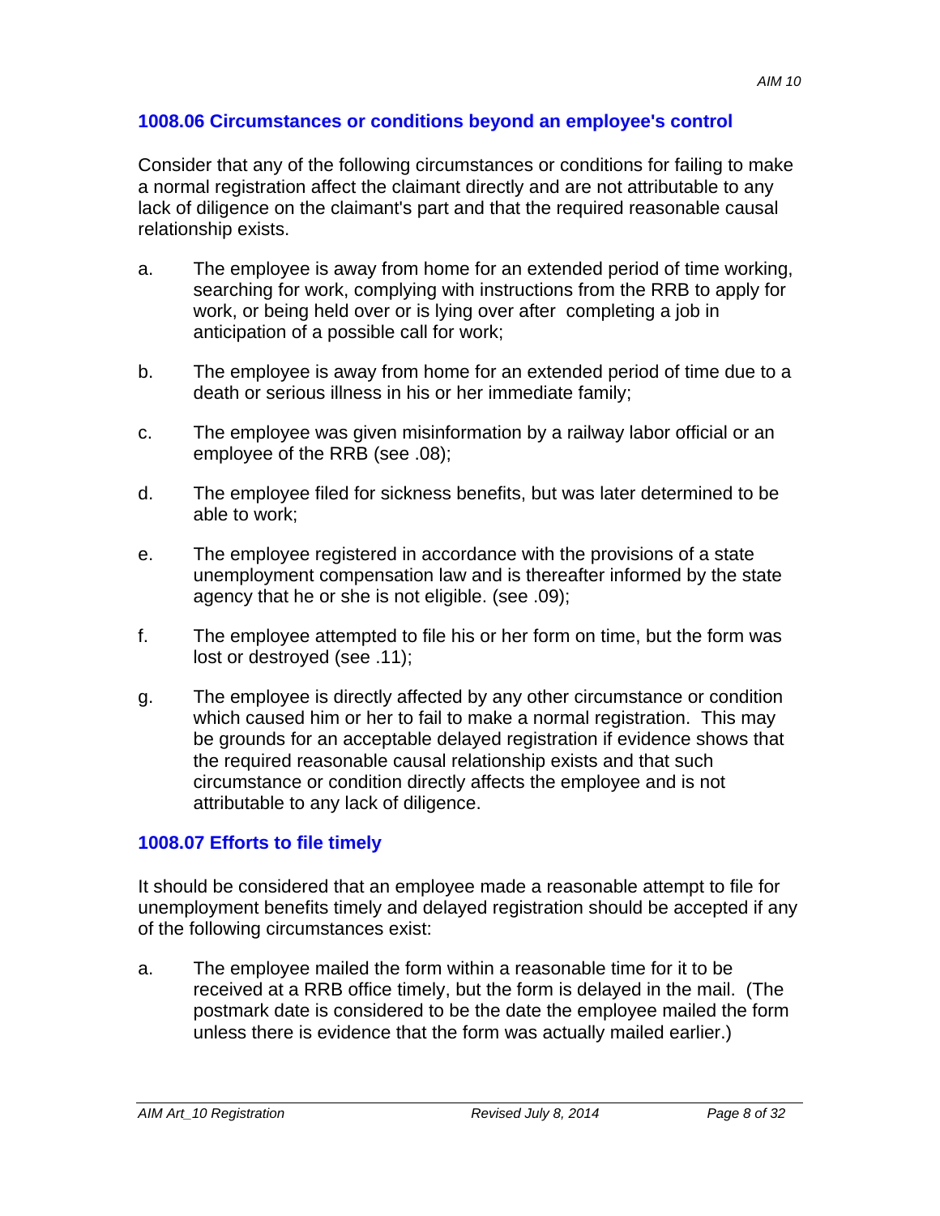### 1008.06 Circumstances or conditions beyond an employee's control

Consider that any of the following circumstances or conditions for failing to make a normal registration affect the claimant directly and are not attributable to any lack of diligence on the claimant's part and that the required reasonable causal relationship exists.

a. The employee is away from home for an extended period of time working, searching for work, complying with instructions from the RRB to apply for work, or being held over or is lying over after completing a job in anticipation of a possible call for work;

b. The employee is away from home for an extended period of time due to a death or serious illness in his or her immediate family;

c. The employee was given misinformation by a railway labor official or an employee of the RRB (see .08);

d. The employee filed for sickness benefits, but was later determined to be able to work;

e. The employee registered in accordance with the provisions of a state unemployment compensation law and is thereafter informed by the state agency that he or she is not eligible. (see .09);

f. The employee attempted to file his or her form on time, but the form was lost or destroyed (see .11);

g. The employee is directly affected by any other circumstance or condition which caused him or her to fail to make a normal registration. This may be grounds for an acceptable delayed registration if evidence shows that the required reasonable causal relationship exists and that such circumstance or condition directly affects the employee and is not attributable to any lack of diligence.

### 1008.07 Efforts to file timely

It should be considered that an employee made a reasonable attempt to file for unemployment benefits timely and delayed registration should be accepted if any of the following circumstances exist:

a. The employee mailed the form within a reasonable time for it to be received at a RRB office timely, but the form is delayed in the mail. (The postmark date is considered to be the date the employee mailed the form unless there is evidence that the form was actually mailed earlier.)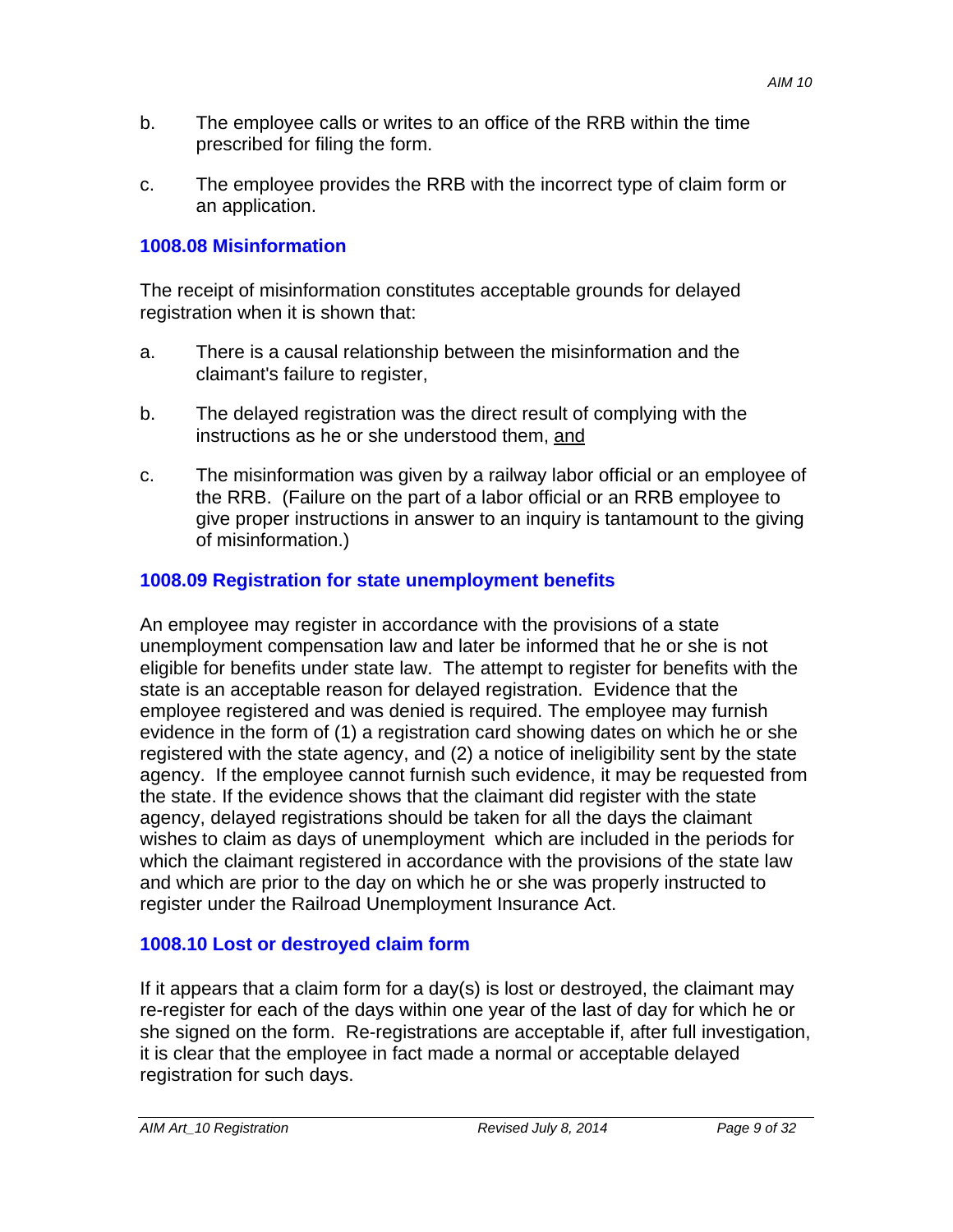b. The employee calls or writes to an office of the RRB within the time prescribed for filing the form.

c. The employee provides the RRB with the incorrect type of claim form or an application.

### 1008.08 Misinformation

The receipt of misinformation constitutes acceptable grounds for delayed registration when it is shown that:

a. There is a causal relationship between the misinformation and the claimant's failure to register,

b. The delayed registration was the direct result of complying with the instructions as he or she understood them, <u>and</u>

c. The misinformation was given by a railway labor official or an employee of the RRB. (Failure on the part of a labor official or an RRB employee to give proper instructions in answer to an inquiry is tantamount to the giving of misinformation.)

### 1008.09 Registration for state unemployment benefits

An employee may register in accordance with the provisions of a state unemployment compensation law and later be informed that he or she is not eligible for benefits under state law. The attempt to register for benefits with the state is an acceptable reason for delayed registration. Evidence that the employee registered and was denied is required. The employee may furnish evidence in the form of (1) a registration card showing dates on which he or she registered with the state agency, and (2) a notice of ineligibility sent by the state agency. If the employee cannot furnish such evidence, it may be requested from the state. If the evidence shows that the claimant did register with the state agency, delayed registrations should be taken for all the days the claimant wishes to claim as days of unemployment which are included in the periods for which the claimant registered in accordance with the provisions of the state law and which are prior to the day on which he or she was properly instructed to register under the Railroad Unemployment Insurance Act.

### 1008.10 Lost or destroyed claim form

If it appears that a claim form for a day(s) is lost or destroyed, the claimant may re-register for each of the days within one year of the last of day for which he or she signed on the form. Re-registrations are acceptable if, after full investigation, it is clear that the employee in fact made a normal or acceptable delayed registration for such days.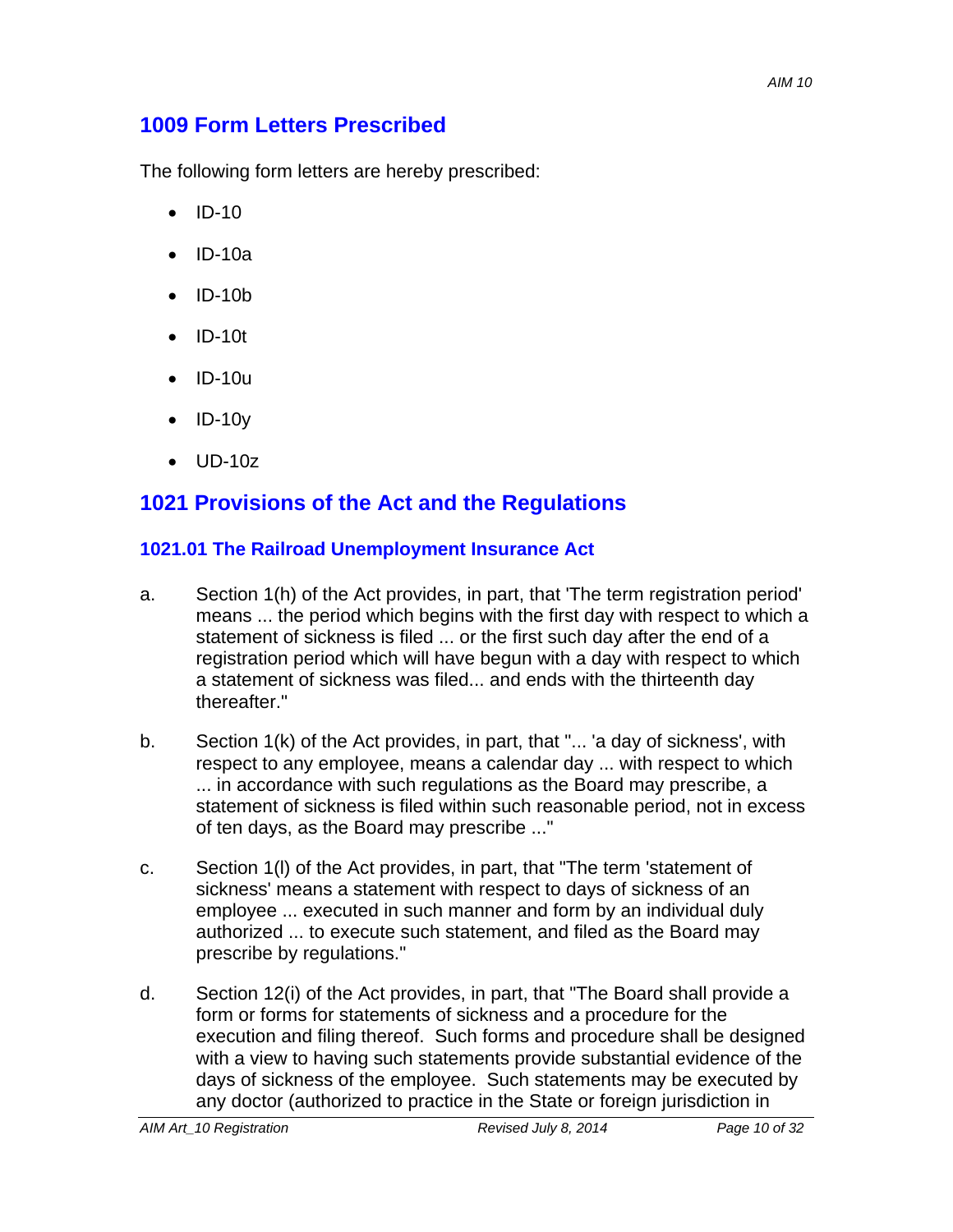## 1009 Form Letters Prescribed

The following form letters are hereby prescribed:

- ID-10
- ID-10a
- ID-10b
- ID-10t
- ID-10u
- ID-10y
- UD-10z

## 1021 Provisions of the Act and the Regulations

### 1021.01 The Railroad Unemployment Insurance Act

a. Section 1(h) of the Act provides, in part, that 'The term registration period' means ... the period which begins with the first day with respect to which a statement of sickness is filed ... or the first such day after the end of a registration period which will have begun with a day with respect to which a statement of sickness was filed... and ends with the thirteenth day thereafter."

b. Section 1(k) of the Act provides, in part, that "... 'a day of sickness', with respect to any employee, means a calendar day ... with respect to which ... in accordance with such regulations as the Board may prescribe, a statement of sickness is filed within such reasonable period, not in excess of ten days, as the Board may prescribe ..."

c. Section 1(l) of the Act provides, in part, that "The term 'statement of sickness' means a statement with respect to days of sickness of an employee ... executed in such manner and form by an individual duly authorized ... to execute such statement, and filed as the Board may prescribe by regulations."

d. Section 12(i) of the Act provides, in part, that "The Board shall provide a form or forms for statements of sickness and a procedure for the execution and filing thereof. Such forms and procedure shall be designed with a view to having such statements provide substantial evidence of the days of sickness of the employee. Such statements may be executed by any doctor (authorized to practice in the State or foreign jurisdiction in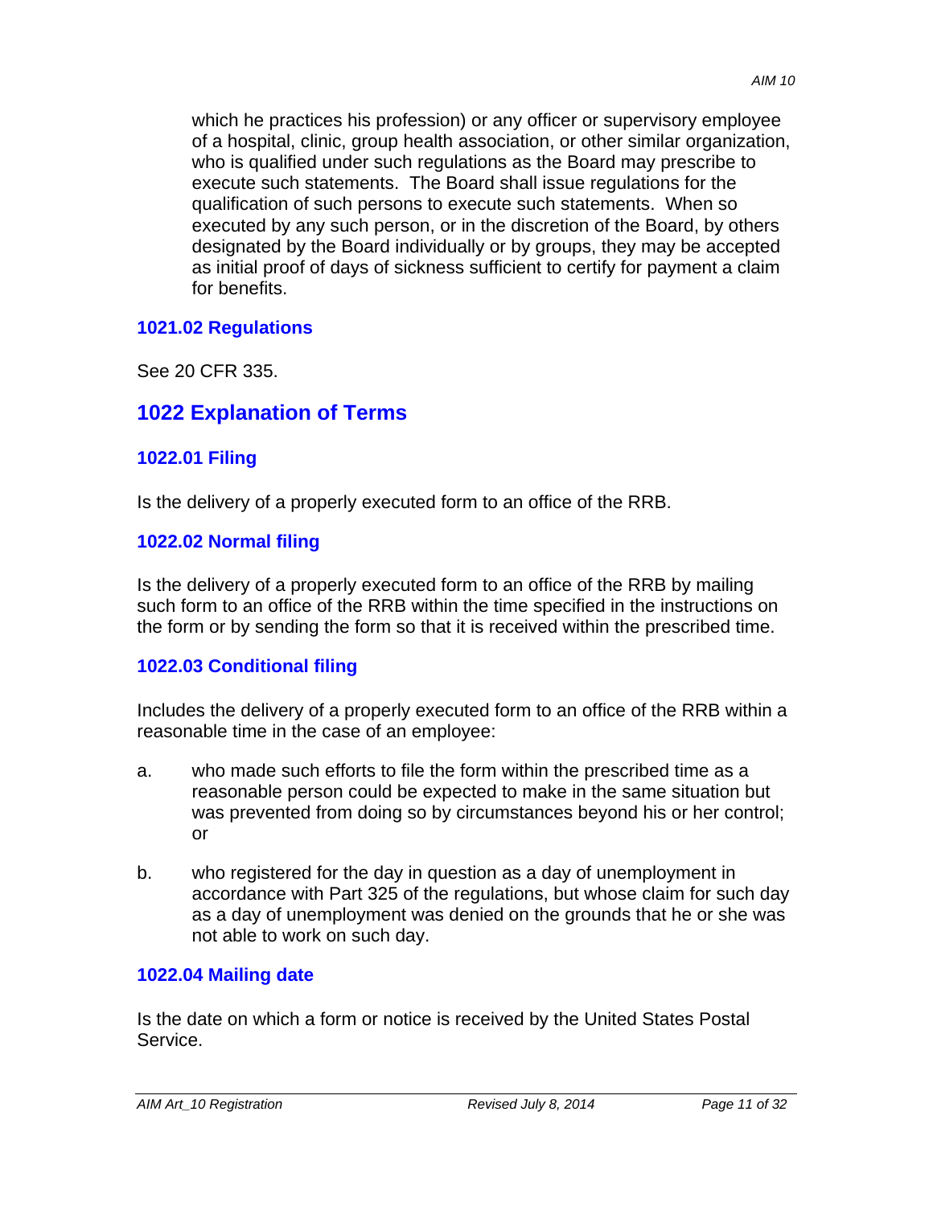which he practices his profession) or any officer or supervisory employee of a hospital, clinic, group health association, or other similar organization, who is qualified under such regulations as the Board may prescribe to execute such statements. The Board shall issue regulations for the qualification of such persons to execute such statements. When so executed by any such person, or in the discretion of the Board, by others designated by the Board individually or by groups, they may be accepted as initial proof of days of sickness sufficient to certify for payment a claim for benefits.

### 1021.02 Regulations

See 20 CFR 335.

## 1022 Explanation of Terms

### 1022.01 Filing

Is the delivery of a properly executed form to an office of the RRB.

### 1022.02 Normal filing

Is the delivery of a properly executed form to an office of the RRB by mailing such form to an office of the RRB within the time specified in the instructions on the form or by sending the form so that it is received within the prescribed time.

### 1022.03 Conditional filing

Includes the delivery of a properly executed form to an office of the RRB within a reasonable time in the case of an employee:

a. who made such efforts to file the form within the prescribed time as a reasonable person could be expected to make in the same situation but was prevented from doing so by circumstances beyond his or her control; or

b. who registered for the day in question as a day of unemployment in accordance with Part 325 of the regulations, but whose claim for such day as a day of unemployment was denied on the grounds that he or she was not able to work on such day.

### 1022.04 Mailing date

Is the date on which a form or notice is received by the United States Postal Service.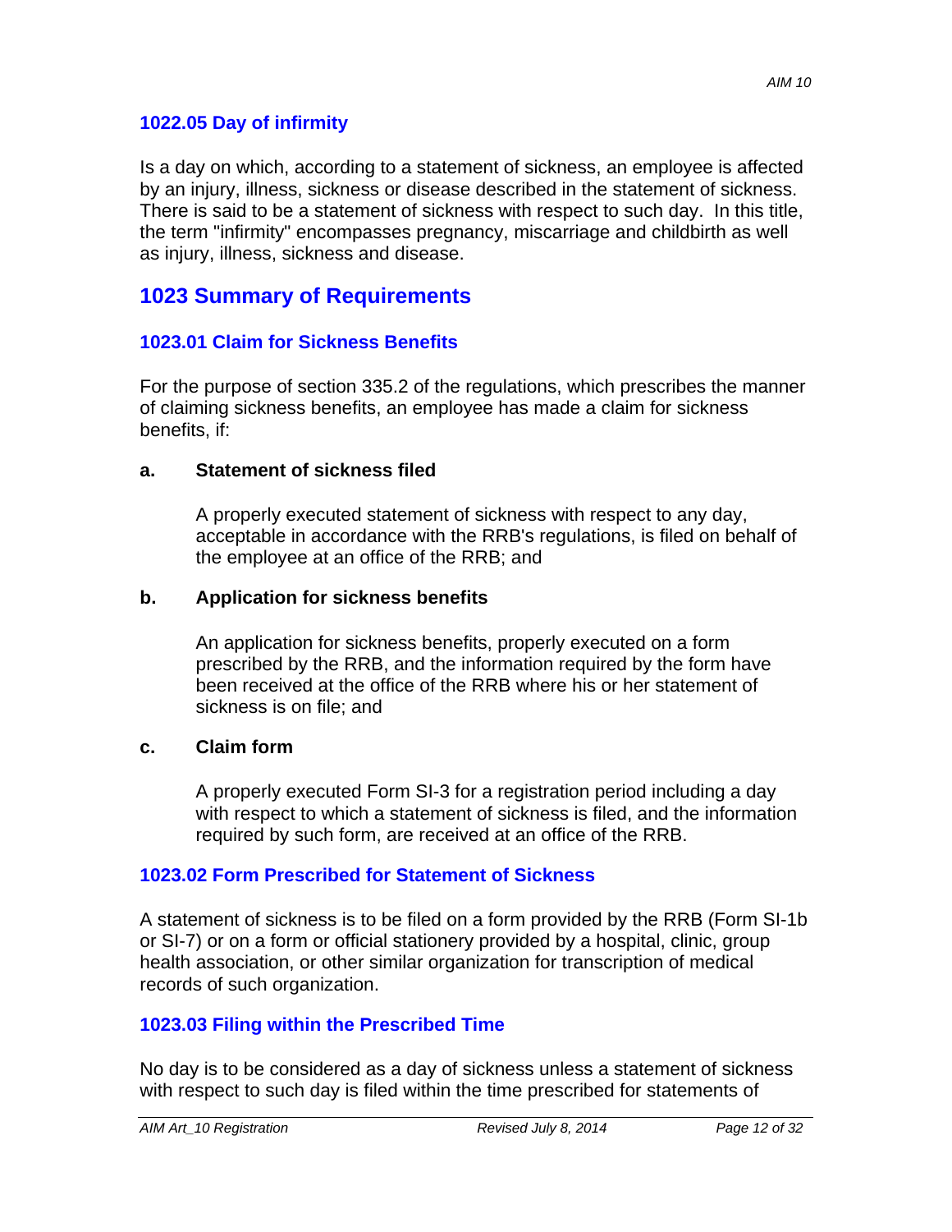### 1022.05 Day of infirmity

Is a day on which, according to a statement of sickness, an employee is affected by an injury, illness, sickness or disease described in the statement of sickness. There is said to be a statement of sickness with respect to such day. In this title, the term "infirmity" encompasses pregnancy, miscarriage and childbirth as well as injury, illness, sickness and disease.

## 1023 Summary of Requirements

### 1023.01 Claim for Sickness Benefits

For the purpose of section 335.2 of the regulations, which prescribes the manner of claiming sickness benefits, an employee has made a claim for sickness benefits, if:

**a. Statement of sickness filed**

A properly executed statement of sickness with respect to any day, acceptable in accordance with the RRB's regulations, is filed on behalf of the employee at an office of the RRB; and

**b. Application for sickness benefits**

An application for sickness benefits, properly executed on a form prescribed by the RRB, and the information required by the form have been received at the office of the RRB where his or her statement of sickness is on file; and

**c. Claim form**

A properly executed Form SI-3 for a registration period including a day with respect to which a statement of sickness is filed, and the information required by such form, are received at an office of the RRB.

### 1023.02 Form Prescribed for Statement of Sickness

A statement of sickness is to be filed on a form provided by the RRB (Form SI-1b or SI-7) or on a form or official stationery provided by a hospital, clinic, group health association, or other similar organization for transcription of medical records of such organization.

### 1023.03 Filing within the Prescribed Time

No day is to be considered as a day of sickness unless a statement of sickness with respect to such day is filed within the time prescribed for statements of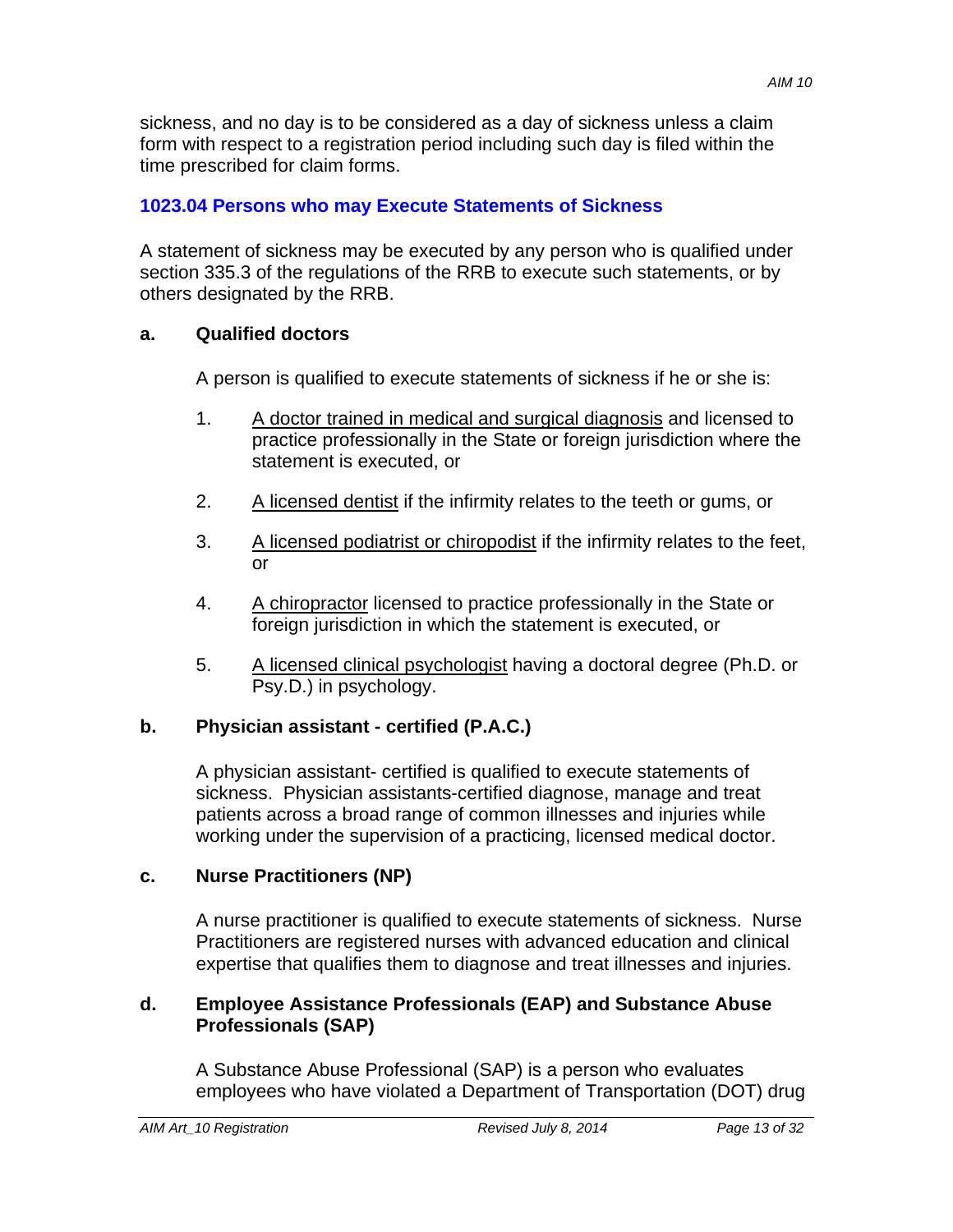sickness, and no day is to be considered as a day of sickness unless a claim form with respect to a registration period including such day is filed within the time prescribed for claim forms.

### 1023.04 Persons who may Execute Statements of Sickness

A statement of sickness may be executed by any person who is qualified under section 335.3 of the regulations of the RRB to execute such statements, or by others designated by the RRB.

**a. Qualified doctors**

A person is qualified to execute statements of sickness if he or she is:

1. A doctor trained in medical and surgical diagnosis and licensed to practice professionally in the State or foreign jurisdiction where the statement is executed, or

2. A licensed dentist if the infirmity relates to the teeth or gums, or

3. A licensed podiatrist or chiropodist if the infirmity relates to the feet, or

4. A chiropractor licensed to practice professionally in the State or foreign jurisdiction in which the statement is executed, or

5. A licensed clinical psychologist having a doctoral degree (Ph.D. or Psy.D.) in psychology.

**b. Physician assistant - certified (P.A.C.)**

A physician assistant- certified is qualified to execute statements of sickness. Physician assistants-certified diagnose, manage and treat patients across a broad range of common illnesses and injuries while working under the supervision of a practicing, licensed medical doctor.

**c. Nurse Practitioners (NP)**

A nurse practitioner is qualified to execute statements of sickness. Nurse Practitioners are registered nurses with advanced education and clinical expertise that qualifies them to diagnose and treat illnesses and injuries.

**d. Employee Assistance Professionals (EAP) and Substance Abuse Professionals (SAP)**

A Substance Abuse Professional (SAP) is a person who evaluates employees who have violated a Department of Transportation (DOT) drug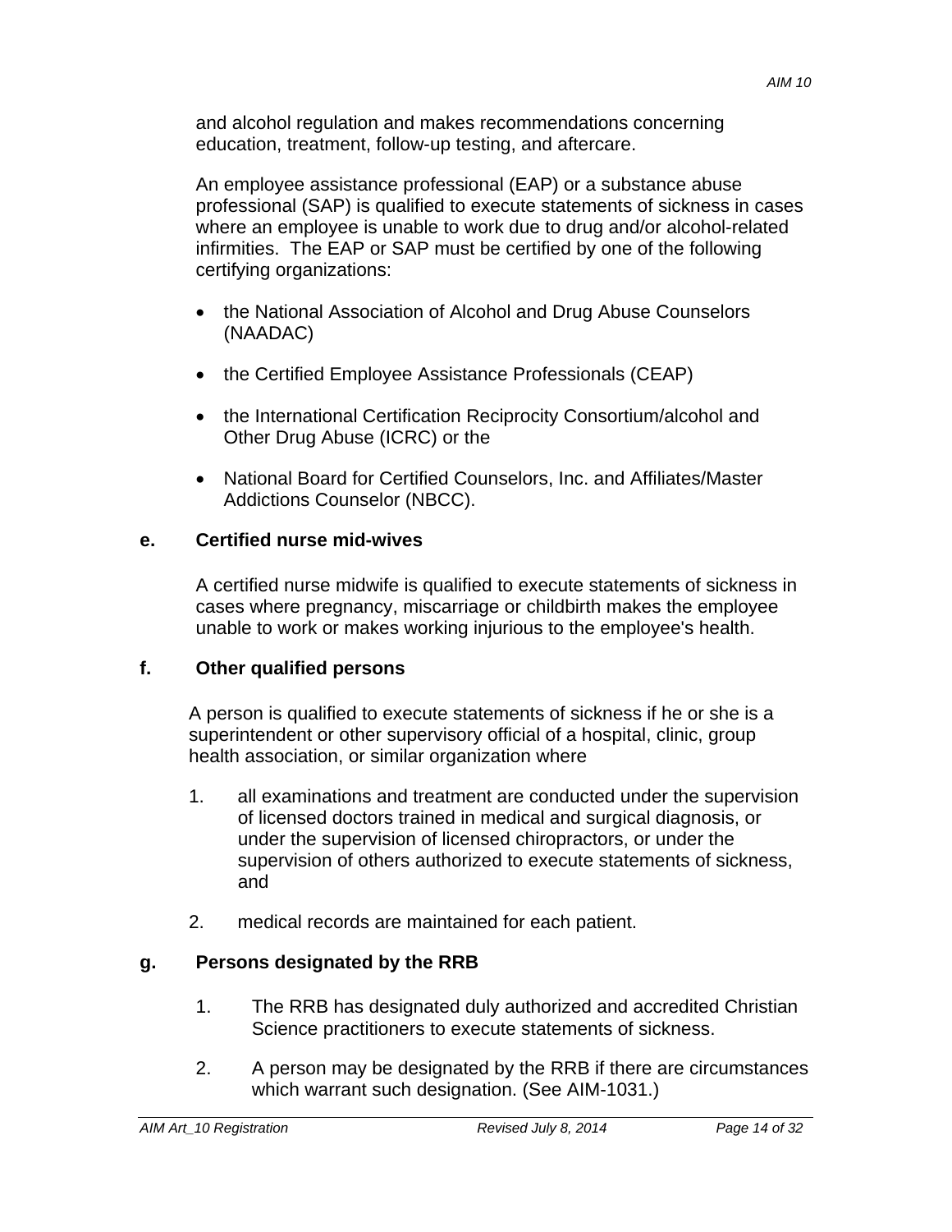and alcohol regulation and makes recommendations concerning education, treatment, follow-up testing, and aftercare.

An employee assistance professional (EAP) or a substance abuse professional (SAP) is qualified to execute statements of sickness in cases where an employee is unable to work due to drug and/or alcohol-related infirmities. The EAP or SAP must be certified by one of the following certifying organizations:

- the National Association of Alcohol and Drug Abuse Counselors (NAADAC)
- the Certified Employee Assistance Professionals (CEAP)
- the International Certification Reciprocity Consortium/alcohol and Other Drug Abuse (ICRC) or the
- National Board for Certified Counselors, Inc. and Affiliates/Master Addictions Counselor (NBCC).

**e. Certified nurse mid-wives**

A certified nurse midwife is qualified to execute statements of sickness in cases where pregnancy, miscarriage or childbirth makes the employee unable to work or makes working injurious to the employee's health.

**f. Other qualified persons**

A person is qualified to execute statements of sickness if he or she is a superintendent or other supervisory official of a hospital, clinic, group health association, or similar organization where

1. all examinations and treatment are conducted under the supervision of licensed doctors trained in medical and surgical diagnosis, or under the supervision of licensed chiropractors, or under the supervision of others authorized to execute statements of sickness, and
2. medical records are maintained for each patient.

**g. Persons designated by the RRB**

1. The RRB has designated duly authorized and accredited Christian Science practitioners to execute statements of sickness.
2. A person may be designated by the RRB if there are circumstances which warrant such designation. (See AIM-1031.)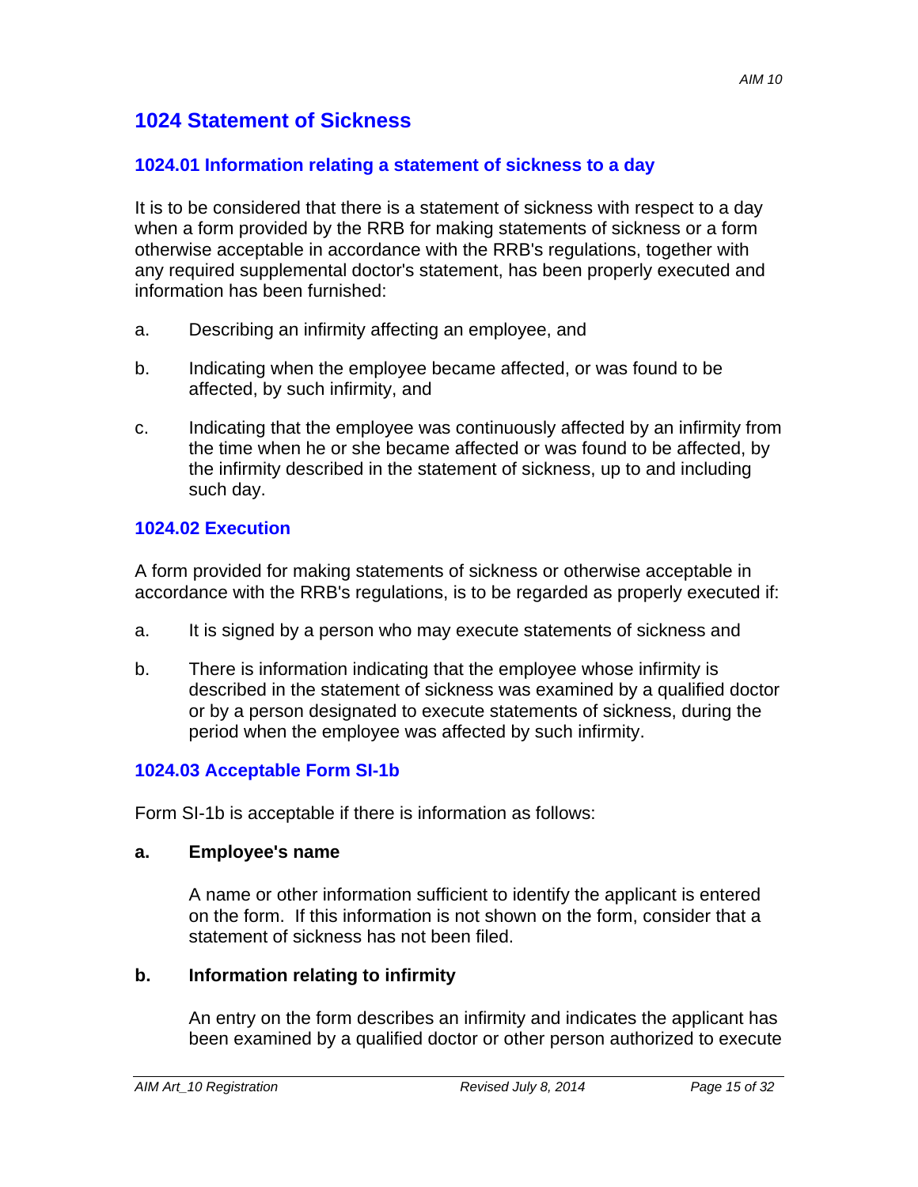## 1024 Statement of Sickness

### 1024.01 Information relating a statement of sickness to a day

It is to be considered that there is a statement of sickness with respect to a day when a form provided by the RRB for making statements of sickness or a form otherwise acceptable in accordance with the RRB's regulations, together with any required supplemental doctor's statement, has been properly executed and information has been furnished:

a. Describing an infirmity affecting an employee, and

b. Indicating when the employee became affected, or was found to be affected, by such infirmity, and

c. Indicating that the employee was continuously affected by an infirmity from the time when he or she became affected or was found to be affected, by the infirmity described in the statement of sickness, up to and including such day.

### 1024.02 Execution

A form provided for making statements of sickness or otherwise acceptable in accordance with the RRB's regulations, is to be regarded as properly executed if:

a. It is signed by a person who may execute statements of sickness and

b. There is information indicating that the employee whose infirmity is described in the statement of sickness was examined by a qualified doctor or by a person designated to execute statements of sickness, during the period when the employee was affected by such infirmity.

### 1024.03 Acceptable Form SI-1b

Form SI-1b is acceptable if there is information as follows:

**a. Employee's name**

A name or other information sufficient to identify the applicant is entered on the form. If this information is not shown on the form, consider that a statement of sickness has not been filed.

**b. Information relating to infirmity**

An entry on the form describes an infirmity and indicates the applicant has been examined by a qualified doctor or other person authorized to execute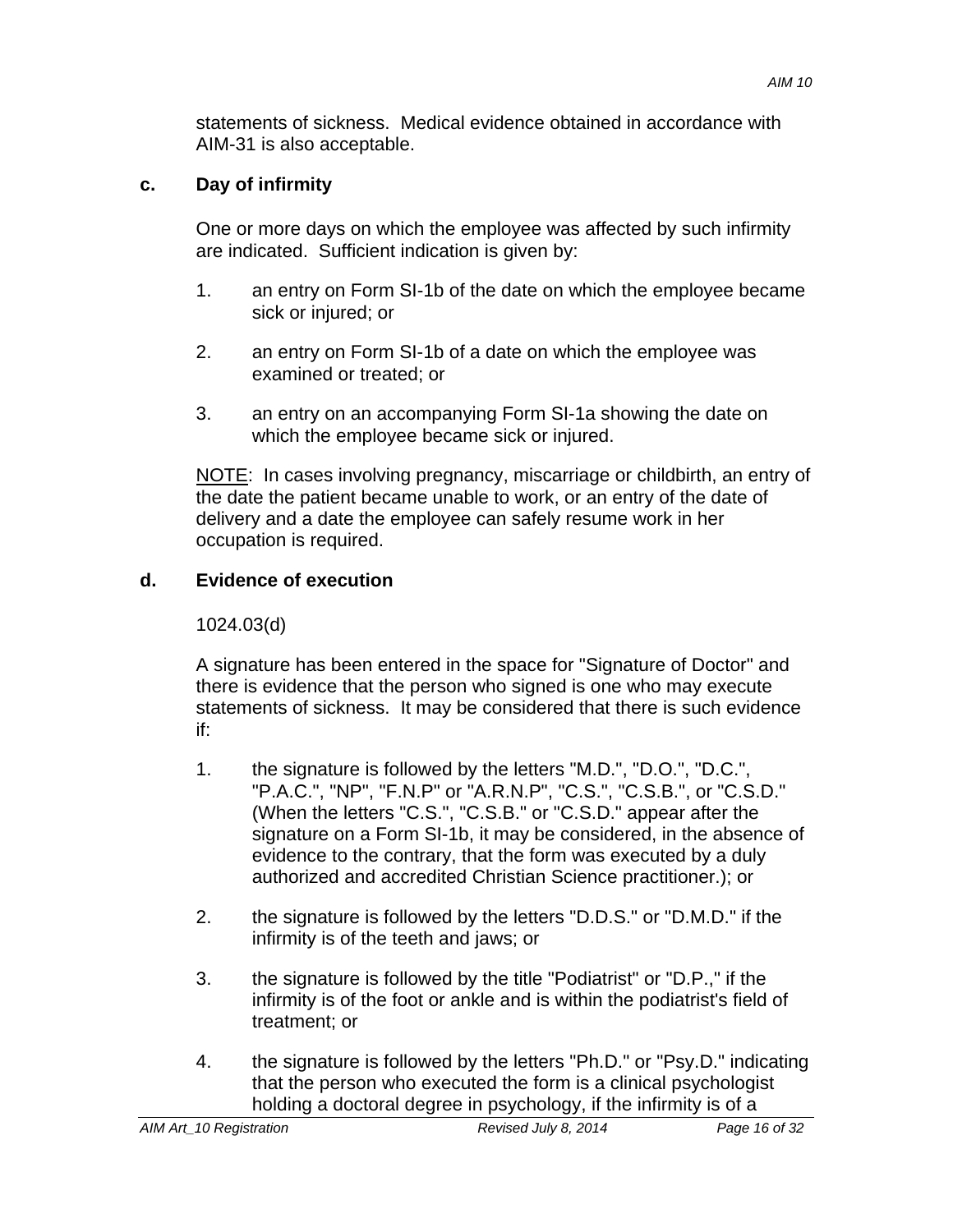statements of sickness. Medical evidence obtained in accordance with AIM-31 is also acceptable.

### c. Day of infirmity

One or more days on which the employee was affected by such infirmity are indicated. Sufficient indication is given by:

1. an entry on Form SI-1b of the date on which the employee became sick or injured; or

2. an entry on Form SI-1b of a date on which the employee was examined or treated; or

3. an entry on an accompanying Form SI-1a showing the date on which the employee became sick or injured.

NOTE: In cases involving pregnancy, miscarriage or childbirth, an entry of the date the patient became unable to work, or an entry of the date of delivery and a date the employee can safely resume work in her occupation is required.

### d. Evidence of execution

1024.03(d)

A signature has been entered in the space for "Signature of Doctor" and there is evidence that the person who signed is one who may execute statements of sickness. It may be considered that there is such evidence if:

1. the signature is followed by the letters "M.D.", "D.O.", "D.C.", "P.A.C.", "NP", "F.N.P" or "A.R.N.P", "C.S.", "C.S.B.", or "C.S.D." (When the letters "C.S.", "C.S.B." or "C.S.D." appear after the signature on a Form SI-1b, it may be considered, in the absence of evidence to the contrary, that the form was executed by a duly authorized and accredited Christian Science practitioner.); or

2. the signature is followed by the letters "D.D.S." or "D.M.D." if the infirmity is of the teeth and jaws; or

3. the signature is followed by the title "Podiatrist" or "D.P.," if the infirmity is of the foot or ankle and is within the podiatrist's field of treatment; or

4. the signature is followed by the letters "Ph.D." or "Psy.D." indicating that the person who executed the form is a clinical psychologist holding a doctoral degree in psychology, if the infirmity is of a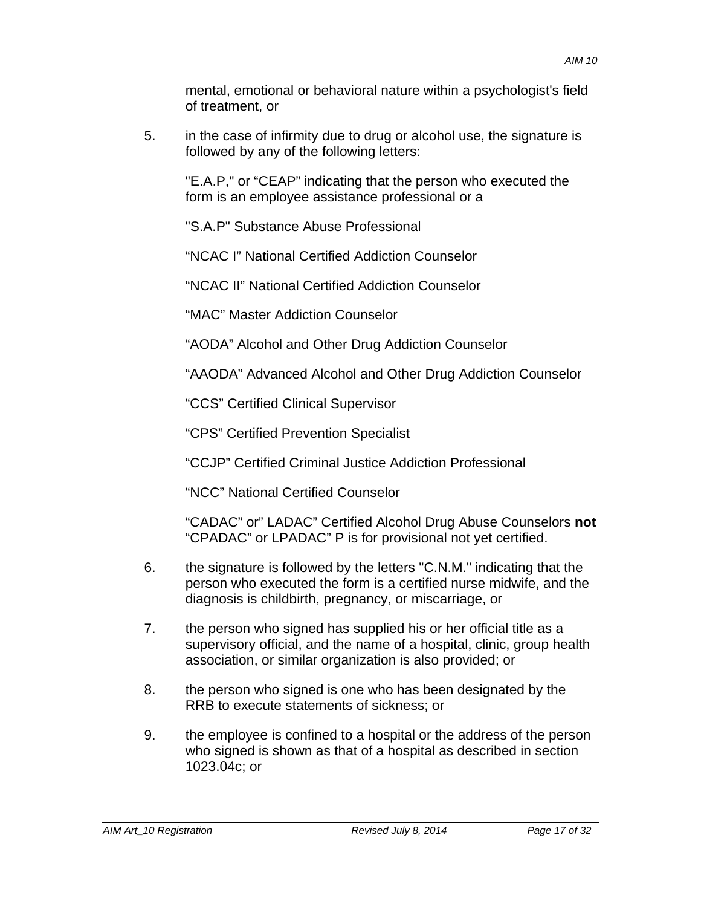mental, emotional or behavioral nature within a psychologist's field of treatment, or

5. in the case of infirmity due to drug or alcohol use, the signature is followed by any of the following letters:

   "E.A.P," or “CEAP” indicating that the person who executed the form is an employee assistance professional or a

   "S.A.P" Substance Abuse Professional

   “NCAC I” National Certified Addiction Counselor

   “NCAC II” National Certified Addiction Counselor

   “MAC” Master Addiction Counselor

   “AODA” Alcohol and Other Drug Addiction Counselor

   “AAODA” Advanced Alcohol and Other Drug Addiction Counselor

   “CCS” Certified Clinical Supervisor

   “CPS” Certified Prevention Specialist

   “CCJP” Certified Criminal Justice Addiction Professional

   “NCC” National Certified Counselor

   “CADAC” or” LADAC” Certified Alcohol Drug Abuse Counselors **not** “CPADAC” or LPADAC” P is for provisional not yet certified.

6. the signature is followed by the letters "C.N.M." indicating that the person who executed the form is a certified nurse midwife, and the diagnosis is childbirth, pregnancy, or miscarriage, or

7. the person who signed has supplied his or her official title as a supervisory official, and the name of a hospital, clinic, group health association, or similar organization is also provided; or

8. the person who signed is one who has been designated by the RRB to execute statements of sickness; or

9. the employee is confined to a hospital or the address of the person who signed is shown as that of a hospital as described in section 1023.04c; or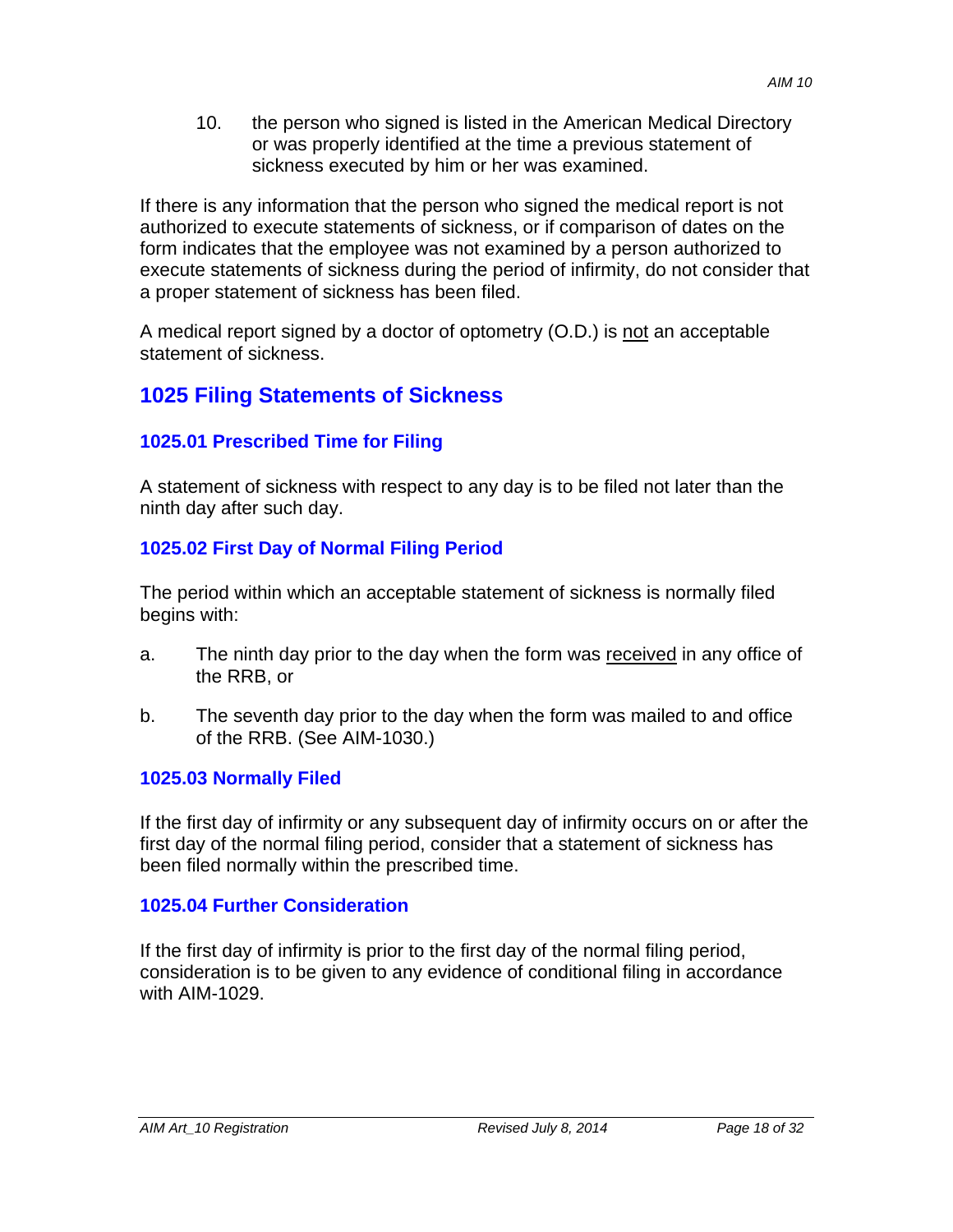10. the person who signed is listed in the American Medical Directory or was properly identified at the time a previous statement of sickness executed by him or her was examined.

If there is any information that the person who signed the medical report is not authorized to execute statements of sickness, or if comparison of dates on the form indicates that the employee was not examined by a person authorized to execute statements of sickness during the period of infirmity, do not consider that a proper statement of sickness has been filed.

A medical report signed by a doctor of optometry (O.D.) is <u>not</u> an acceptable statement of sickness.

## 1025 Filing Statements of Sickness

### 1025.01 Prescribed Time for Filing

A statement of sickness with respect to any day is to be filed not later than the ninth day after such day.

### 1025.02 First Day of Normal Filing Period

The period within which an acceptable statement of sickness is normally filed begins with:

a. The ninth day prior to the day when the form was <u>received</u> in any office of the RRB, or

b. The seventh day prior to the day when the form was mailed to and office of the RRB. (See AIM-1030.)

### 1025.03 Normally Filed

If the first day of infirmity or any subsequent day of infirmity occurs on or after the first day of the normal filing period, consider that a statement of sickness has been filed normally within the prescribed time.

### 1025.04 Further Consideration

If the first day of infirmity is prior to the first day of the normal filing period, consideration is to be given to any evidence of conditional filing in accordance with AIM-1029.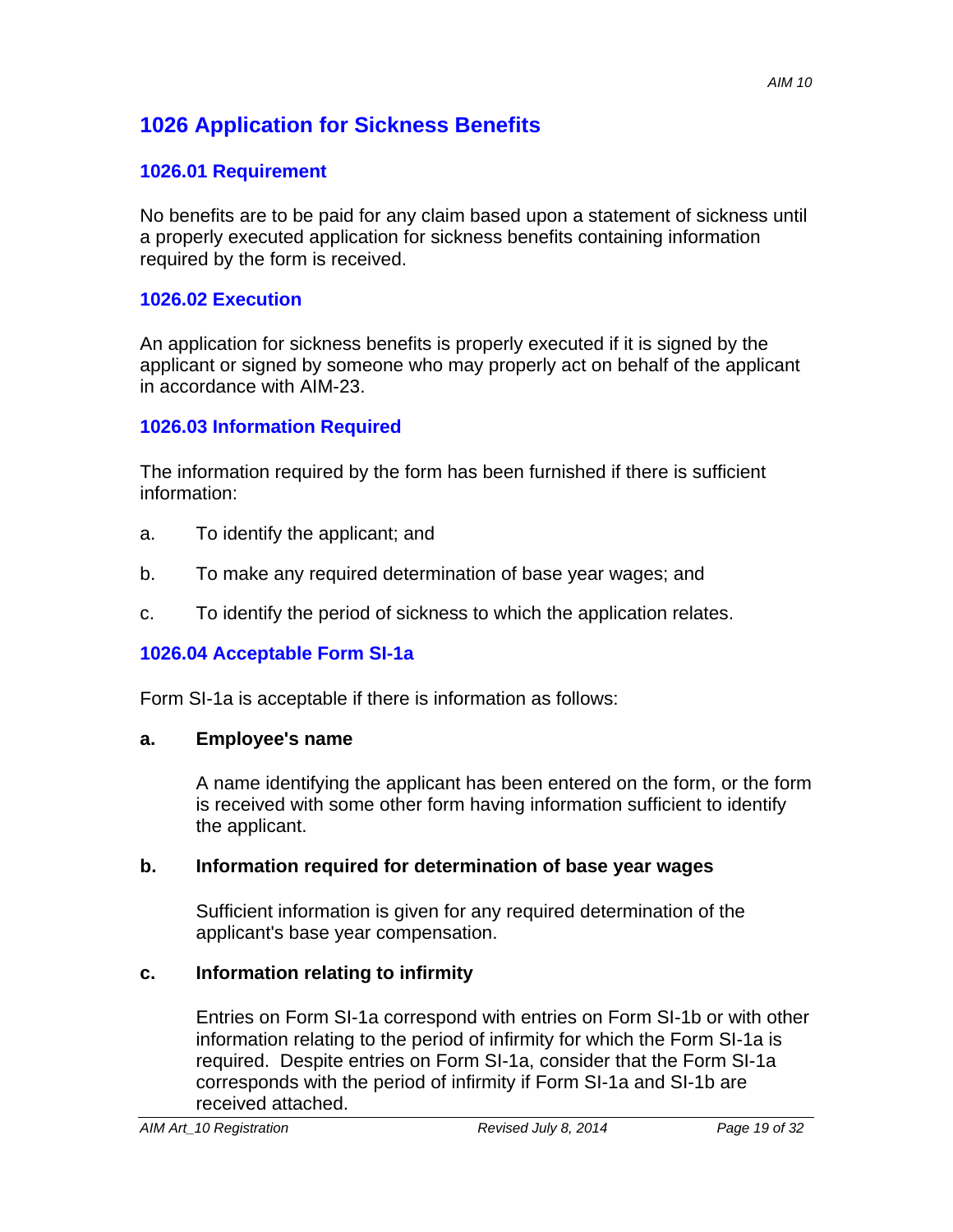## 1026 Application for Sickness Benefits

### 1026.01 Requirement

No benefits are to be paid for any claim based upon a statement of sickness until a properly executed application for sickness benefits containing information required by the form is received.

### 1026.02 Execution

An application for sickness benefits is properly executed if it is signed by the applicant or signed by someone who may properly act on behalf of the applicant in accordance with AIM-23.

### 1026.03 Information Required

The information required by the form has been furnished if there is sufficient information:

a. To identify the applicant; and

b. To make any required determination of base year wages; and

c. To identify the period of sickness to which the application relates.

### 1026.04 Acceptable Form SI-1a

Form SI-1a is acceptable if there is information as follows:

**a. Employee's name**

A name identifying the applicant has been entered on the form, or the form is received with some other form having information sufficient to identify the applicant.

**b. Information required for determination of base year wages**

Sufficient information is given for any required determination of the applicant's base year compensation.

**c. Information relating to infirmity**

Entries on Form SI-1a correspond with entries on Form SI-1b or with other information relating to the period of infirmity for which the Form SI-1a is required. Despite entries on Form SI-1a, consider that the Form SI-1a corresponds with the period of infirmity if Form SI-1a and SI-1b are received attached.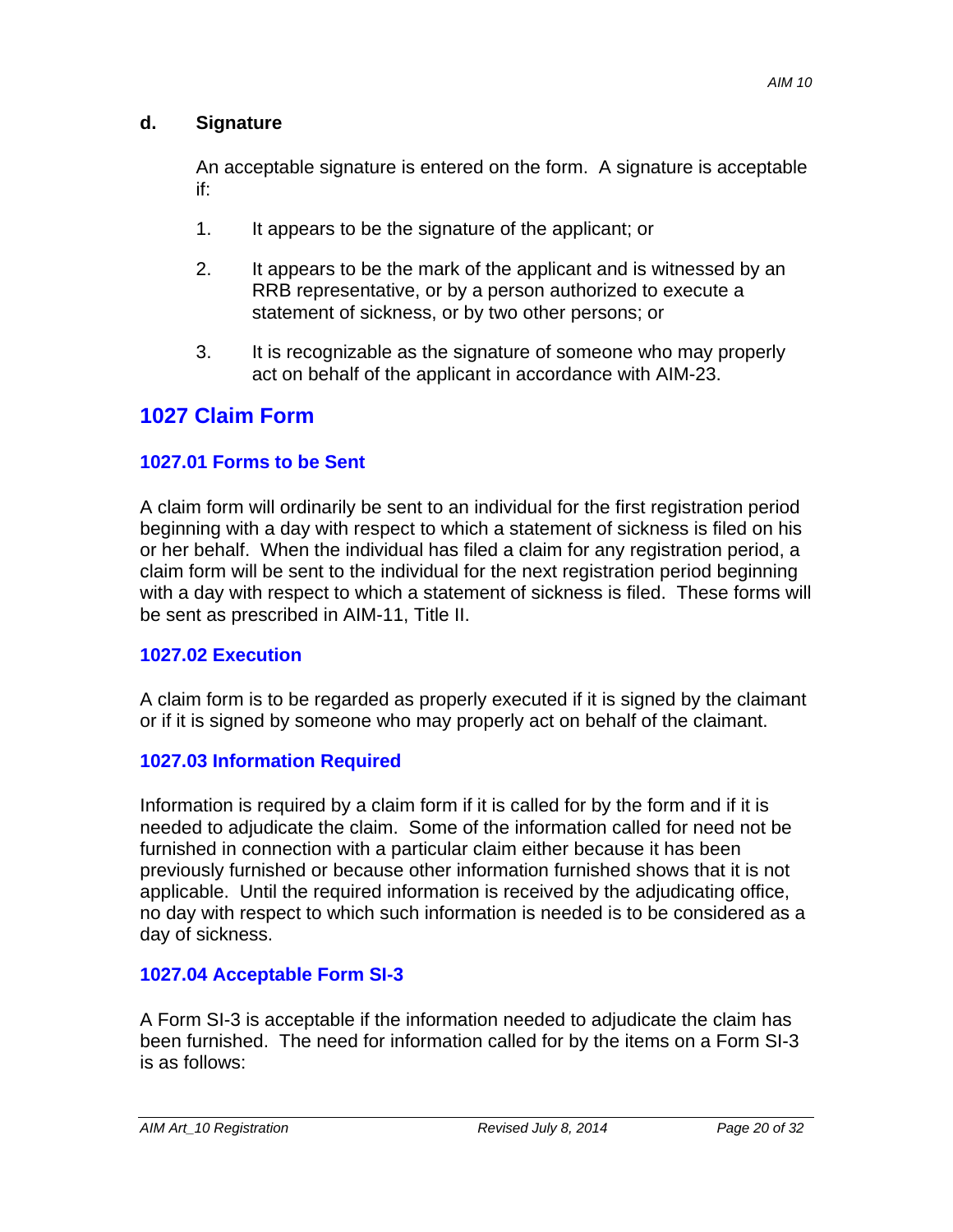#### d. Signature

An acceptable signature is entered on the form. A signature is acceptable if:

1. It appears to be the signature of the applicant; or

2. It appears to be the mark of the applicant and is witnessed by an RRB representative, or by a person authorized to execute a statement of sickness, or by two other persons; or

3. It is recognizable as the signature of someone who may properly act on behalf of the applicant in accordance with AIM-23.

## 1027 Claim Form

### 1027.01 Forms to be Sent

A claim form will ordinarily be sent to an individual for the first registration period beginning with a day with respect to which a statement of sickness is filed on his or her behalf. When the individual has filed a claim for any registration period, a claim form will be sent to the individual for the next registration period beginning with a day with respect to which a statement of sickness is filed. These forms will be sent as prescribed in AIM-11, Title II.

### 1027.02 Execution

A claim form is to be regarded as properly executed if it is signed by the claimant or if it is signed by someone who may properly act on behalf of the claimant.

### 1027.03 Information Required

Information is required by a claim form if it is called for by the form and if it is needed to adjudicate the claim. Some of the information called for need not be furnished in connection with a particular claim either because it has been previously furnished or because other information furnished shows that it is not applicable. Until the required information is received by the adjudicating office, no day with respect to which such information is needed is to be considered as a day of sickness.

### 1027.04 Acceptable Form SI-3

A Form SI-3 is acceptable if the information needed to adjudicate the claim has been furnished. The need for information called for by the items on a Form SI-3 is as follows: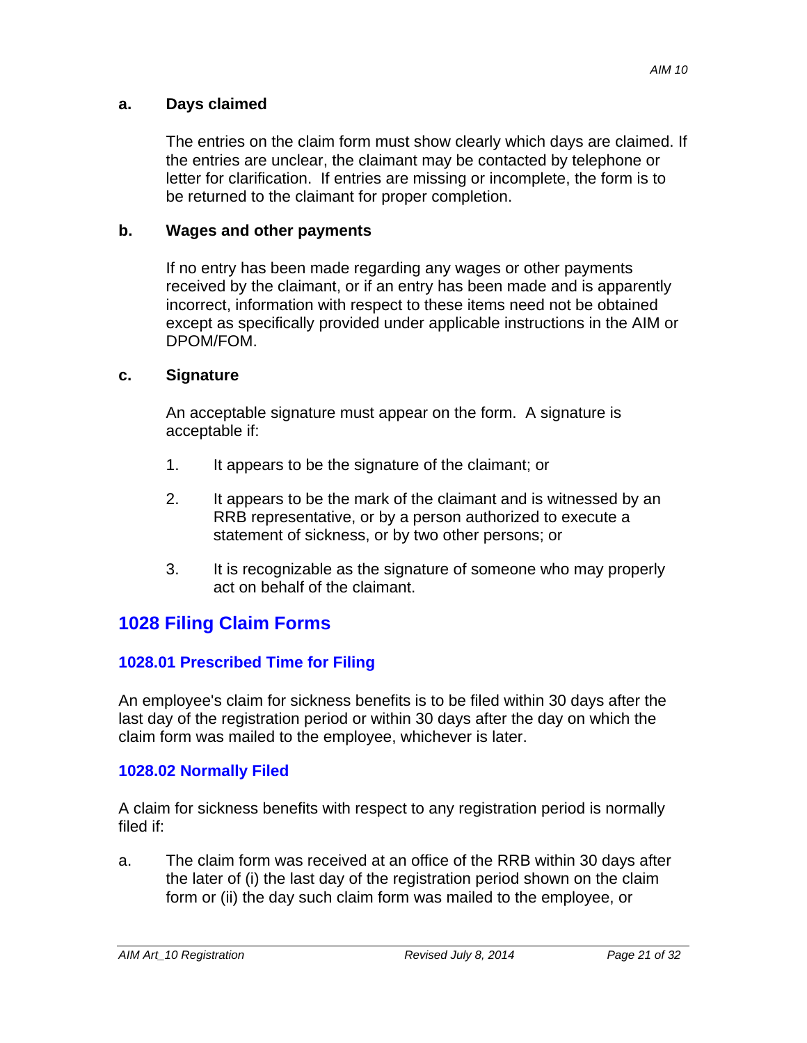**a. Days claimed**

The entries on the claim form must show clearly which days are claimed. If the entries are unclear, the claimant may be contacted by telephone or letter for clarification. If entries are missing or incomplete, the form is to be returned to the claimant for proper completion.

**b. Wages and other payments**

If no entry has been made regarding any wages or other payments received by the claimant, or if an entry has been made and is apparently incorrect, information with respect to these items need not be obtained except as specifically provided under applicable instructions in the AIM or DPOM/FOM.

**c. Signature**

An acceptable signature must appear on the form. A signature is acceptable if:

1. It appears to be the signature of the claimant; or
2. It appears to be the mark of the claimant and is witnessed by an RRB representative, or by a person authorized to execute a statement of sickness, or by two other persons; or
3. It is recognizable as the signature of someone who may properly act on behalf of the claimant.

## 1028 Filing Claim Forms

### 1028.01 Prescribed Time for Filing

An employee's claim for sickness benefits is to be filed within 30 days after the last day of the registration period or within 30 days after the day on which the claim form was mailed to the employee, whichever is later.

### 1028.02 Normally Filed

A claim for sickness benefits with respect to any registration period is normally filed if:

a. The claim form was received at an office of the RRB within 30 days after the later of (i) the last day of the registration period shown on the claim form or (ii) the day such claim form was mailed to the employee, or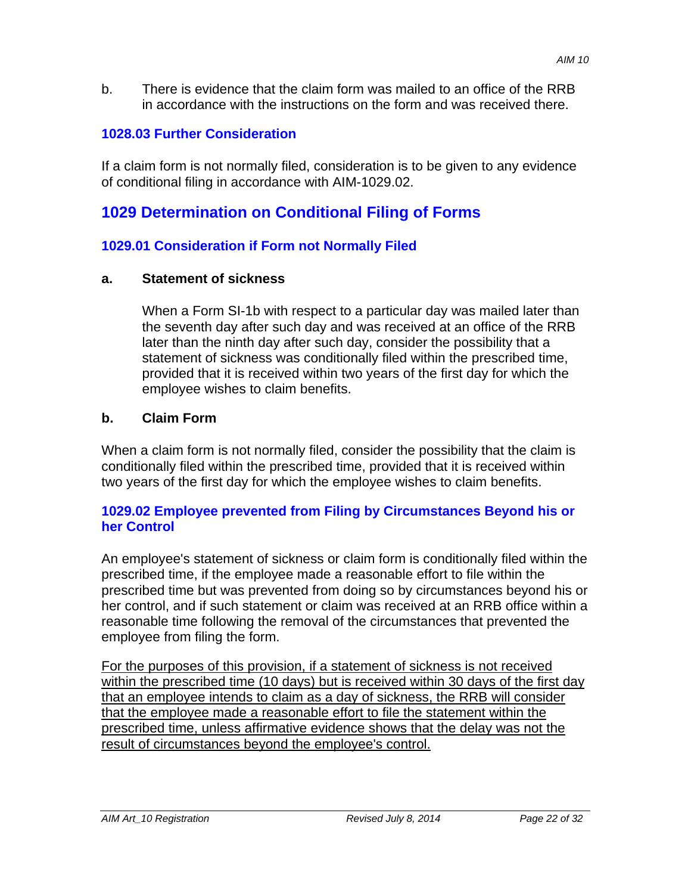b. There is evidence that the claim form was mailed to an office of the RRB in accordance with the instructions on the form and was received there.

### 1028.03 Further Consideration

If a claim form is not normally filed, consideration is to be given to any evidence of conditional filing in accordance with AIM-1029.02.

## 1029 Determination on Conditional Filing of Forms

### 1029.01 Consideration if Form not Normally Filed

**a. Statement of sickness**

When a Form SI-1b with respect to a particular day was mailed later than the seventh day after such day and was received at an office of the RRB later than the ninth day after such day, consider the possibility that a statement of sickness was conditionally filed within the prescribed time, provided that it is received within two years of the first day for which the employee wishes to claim benefits.

**b. Claim Form**

When a claim form is not normally filed, consider the possibility that the claim is conditionally filed within the prescribed time, provided that it is received within two years of the first day for which the employee wishes to claim benefits.

### 1029.02 Employee prevented from Filing by Circumstances Beyond his or her Control

An employee's statement of sickness or claim form is conditionally filed within the prescribed time, if the employee made a reasonable effort to file within the prescribed time but was prevented from doing so by circumstances beyond his or her control, and if such statement or claim was received at an RRB office within a reasonable time following the removal of the circumstances that prevented the employee from filing the form.

<u>For the purposes of this provision, if a statement of sickness is not received within the prescribed time (10 days) but is received within 30 days of the first day that an employee intends to claim as a day of sickness, the RRB will consider that the employee made a reasonable effort to file the statement within the prescribed time, unless affirmative evidence shows that the delay was not the result of circumstances beyond the employee's control.</u>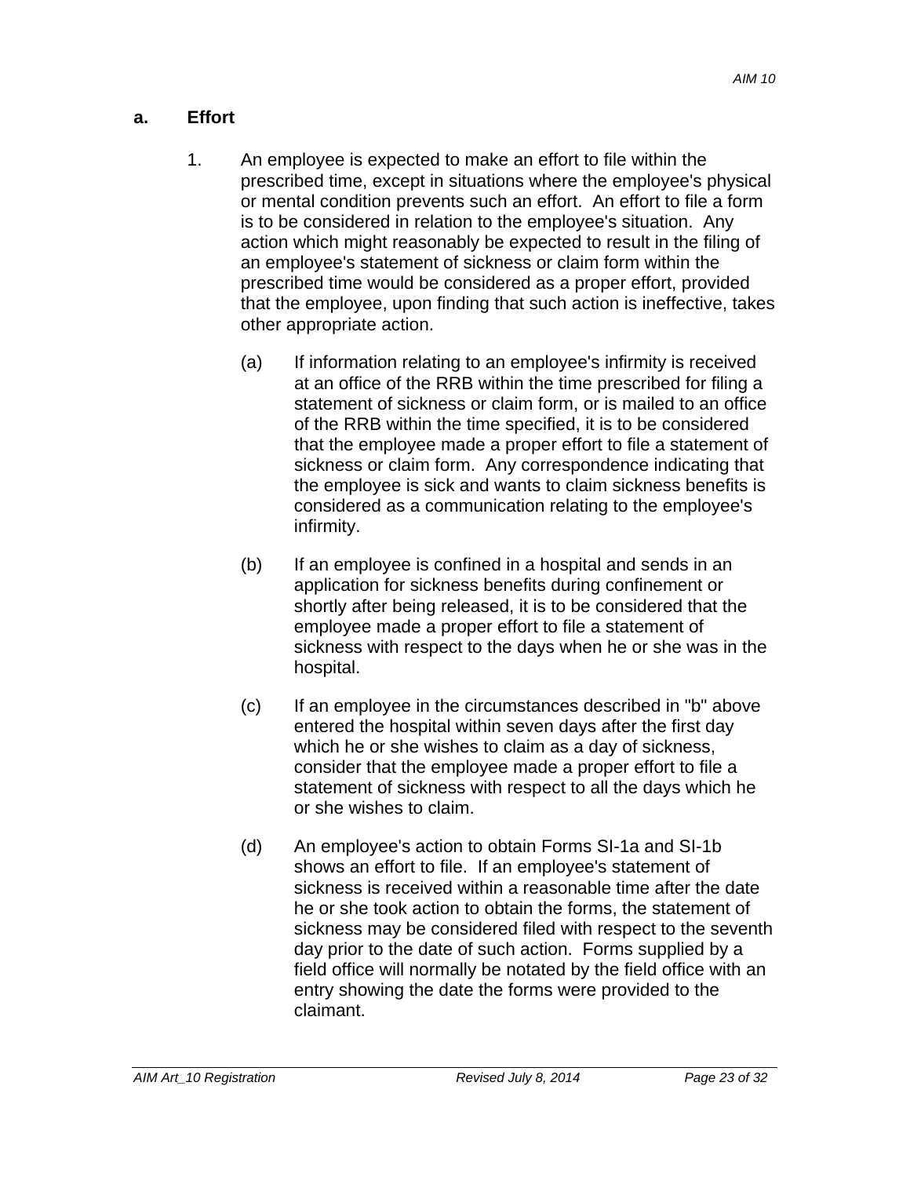### a. Effort

1. An employee is expected to make an effort to file within the prescribed time, except in situations where the employee's physical or mental condition prevents such an effort. An effort to file a form is to be considered in relation to the employee's situation. Any action which might reasonably be expected to result in the filing of an employee's statement of sickness or claim form within the prescribed time would be considered as a proper effort, provided that the employee, upon finding that such action is ineffective, takes other appropriate action.

   (a) If information relating to an employee's infirmity is received at an office of the RRB within the time prescribed for filing a statement of sickness or claim form, or is mailed to an office of the RRB within the time specified, it is to be considered that the employee made a proper effort to file a statement of sickness or claim form. Any correspondence indicating that the employee is sick and wants to claim sickness benefits is considered as a communication relating to the employee's infirmity.

   (b) If an employee is confined in a hospital and sends in an application for sickness benefits during confinement or shortly after being released, it is to be considered that the employee made a proper effort to file a statement of sickness with respect to the days when he or she was in the hospital.

   (c) If an employee in the circumstances described in "b" above entered the hospital within seven days after the first day which he or she wishes to claim as a day of sickness, consider that the employee made a proper effort to file a statement of sickness with respect to all the days which he or she wishes to claim.

   (d) An employee's action to obtain Forms SI-1a and SI-1b shows an effort to file. If an employee's statement of sickness is received within a reasonable time after the date he or she took action to obtain the forms, the statement of sickness may be considered filed with respect to the seventh day prior to the date of such action. Forms supplied by a field office will normally be notated by the field office with an entry showing the date the forms were provided to the claimant.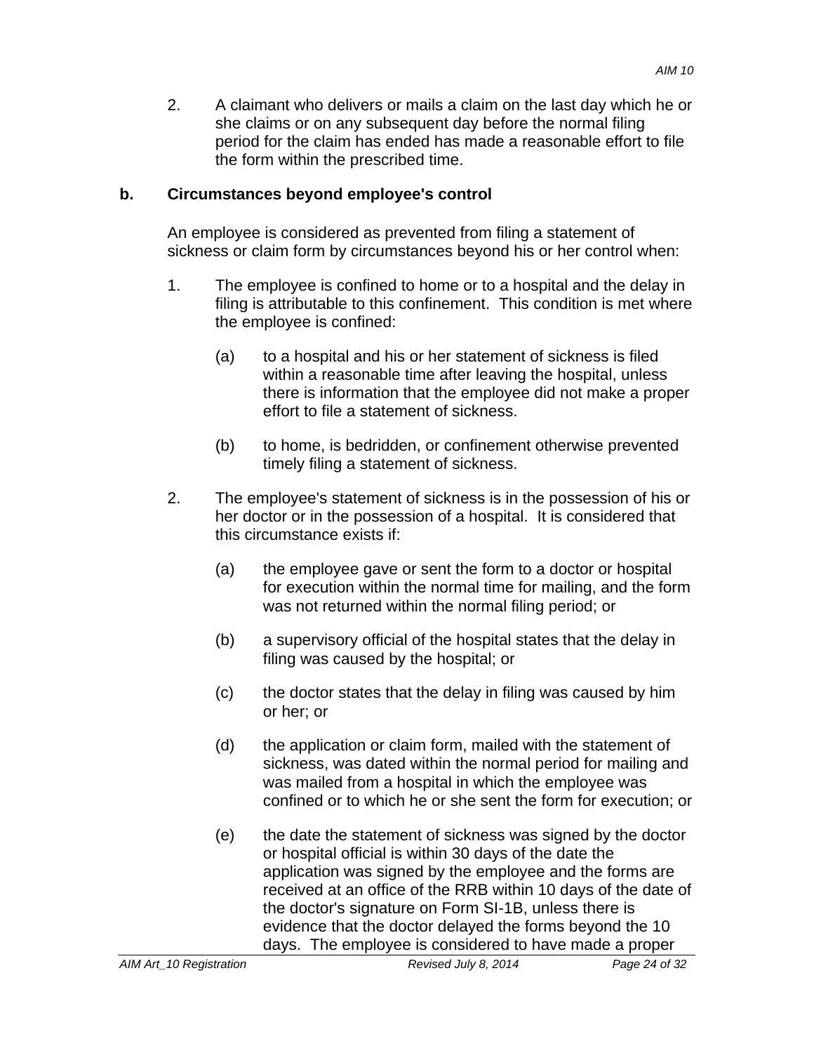2. A claimant who delivers or mails a claim on the last day which he or she claims or on any subsequent day before the normal filing period for the claim has ended has made a reasonable effort to file the form within the prescribed time.

**b. Circumstances beyond employee's control**

An employee is considered as prevented from filing a statement of sickness or claim form by circumstances beyond his or her control when:

1. The employee is confined to home or to a hospital and the delay in filing is attributable to this confinement. This condition is met where the employee is confined:

   (a) to a hospital and his or her statement of sickness is filed within a reasonable time after leaving the hospital, unless there is information that the employee did not make a proper effort to file a statement of sickness.

   (b) to home, is bedridden, or confinement otherwise prevented timely filing a statement of sickness.

2. The employee's statement of sickness is in the possession of his or her doctor or in the possession of a hospital. It is considered that this circumstance exists if:

   (a) the employee gave or sent the form to a doctor or hospital for execution within the normal time for mailing, and the form was not returned within the normal filing period; or

   (b) a supervisory official of the hospital states that the delay in filing was caused by the hospital; or

   (c) the doctor states that the delay in filing was caused by him or her; or

   (d) the application or claim form, mailed with the statement of sickness, was dated within the normal period for mailing and was mailed from a hospital in which the employee was confined or to which he or she sent the form for execution; or

   (e) the date the statement of sickness was signed by the doctor or hospital official is within 30 days of the date the application was signed by the employee and the forms are received at an office of the RRB within 10 days of the date of the doctor's signature on Form SI-1B, unless there is evidence that the doctor delayed the forms beyond the 10 days. The employee is considered to have made a proper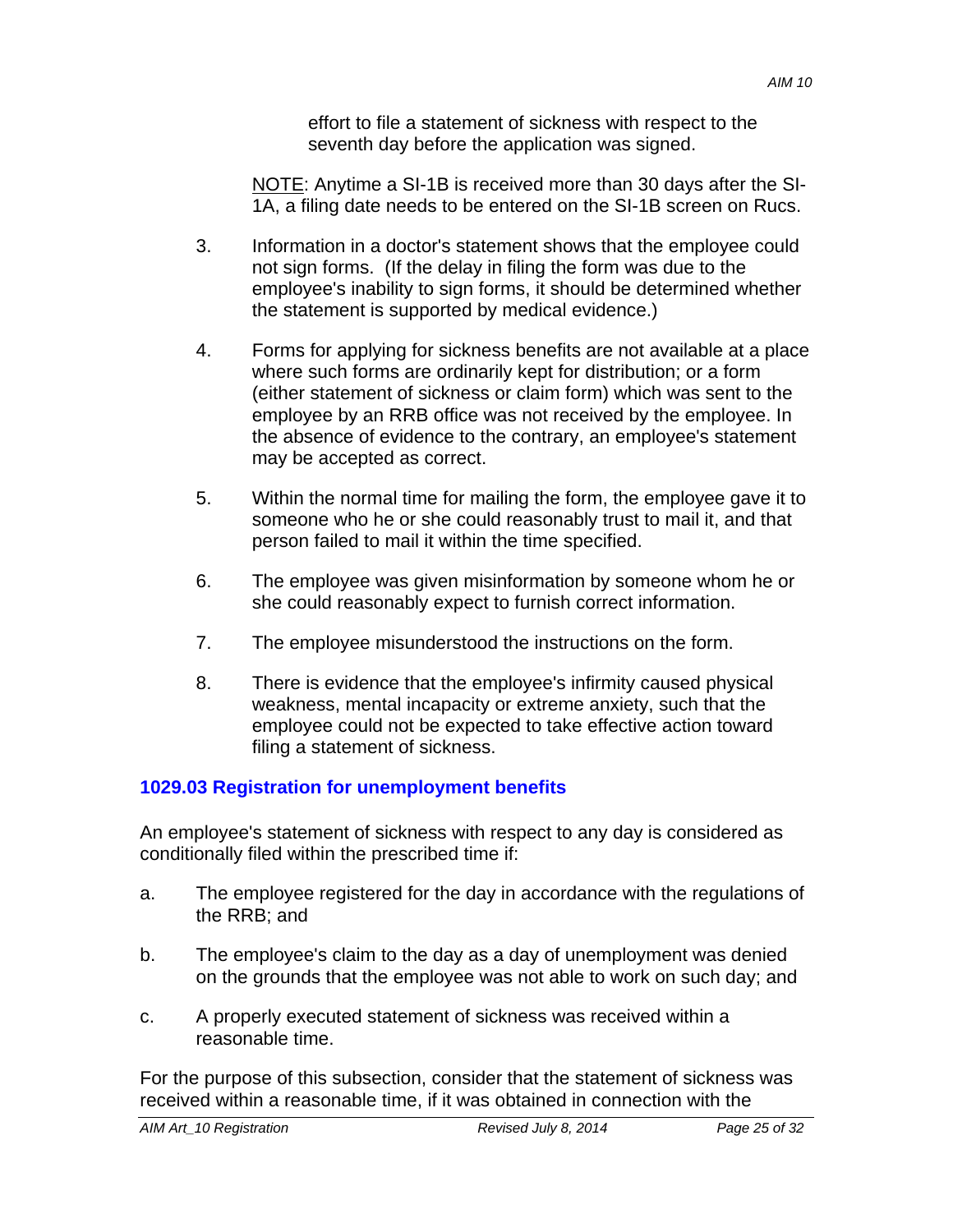effort to file a statement of sickness with respect to the seventh day before the application was signed.

NOTE: Anytime a SI-1B is received more than 30 days after the SI-1A, a filing date needs to be entered on the SI-1B screen on Rucs.

3. Information in a doctor's statement shows that the employee could not sign forms. (If the delay in filing the form was due to the employee's inability to sign forms, it should be determined whether the statement is supported by medical evidence.)

4. Forms for applying for sickness benefits are not available at a place where such forms are ordinarily kept for distribution; or a form (either statement of sickness or claim form) which was sent to the employee by an RRB office was not received by the employee. In the absence of evidence to the contrary, an employee's statement may be accepted as correct.

5. Within the normal time for mailing the form, the employee gave it to someone who he or she could reasonably trust to mail it, and that person failed to mail it within the time specified.

6. The employee was given misinformation by someone whom he or she could reasonably expect to furnish correct information.

7. The employee misunderstood the instructions on the form.

8. There is evidence that the employee's infirmity caused physical weakness, mental incapacity or extreme anxiety, such that the employee could not be expected to take effective action toward filing a statement of sickness.

### 1029.03 Registration for unemployment benefits

An employee's statement of sickness with respect to any day is considered as conditionally filed within the prescribed time if:

a. The employee registered for the day in accordance with the regulations of the RRB; and

b. The employee's claim to the day as a day of unemployment was denied on the grounds that the employee was not able to work on such day; and

c. A properly executed statement of sickness was received within a reasonable time.

For the purpose of this subsection, consider that the statement of sickness was received within a reasonable time, if it was obtained in connection with the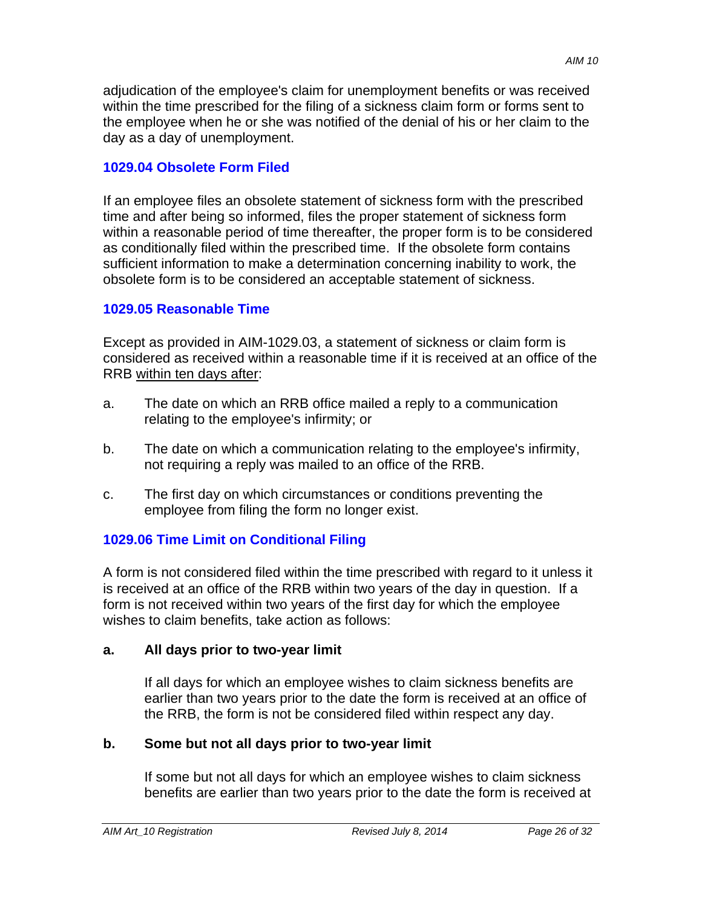adjudication of the employee's claim for unemployment benefits or was received within the time prescribed for the filing of a sickness claim form or forms sent to the employee when he or she was notified of the denial of his or her claim to the day as a day of unemployment.

### 1029.04 Obsolete Form Filed

If an employee files an obsolete statement of sickness form with the prescribed time and after being so informed, files the proper statement of sickness form within a reasonable period of time thereafter, the proper form is to be considered as conditionally filed within the prescribed time. If the obsolete form contains sufficient information to make a determination concerning inability to work, the obsolete form is to be considered an acceptable statement of sickness.

### 1029.05 Reasonable Time

Except as provided in AIM-1029.03, a statement of sickness or claim form is considered as received within a reasonable time if it is received at an office of the RRB <u>within ten days after</u>:

a. The date on which an RRB office mailed a reply to a communication relating to the employee's infirmity; or

b. The date on which a communication relating to the employee's infirmity, not requiring a reply was mailed to an office of the RRB.

c. The first day on which circumstances or conditions preventing the employee from filing the form no longer exist.

### 1029.06 Time Limit on Conditional Filing

A form is not considered filed within the time prescribed with regard to it unless it is received at an office of the RRB within two years of the day in question. If a form is not received within two years of the first day for which the employee wishes to claim benefits, take action as follows:

**a. All days prior to two-year limit**

If all days for which an employee wishes to claim sickness benefits are earlier than two years prior to the date the form is received at an office of the RRB, the form is not be considered filed within respect any day.

**b. Some but not all days prior to two-year limit**

If some but not all days for which an employee wishes to claim sickness benefits are earlier than two years prior to the date the form is received at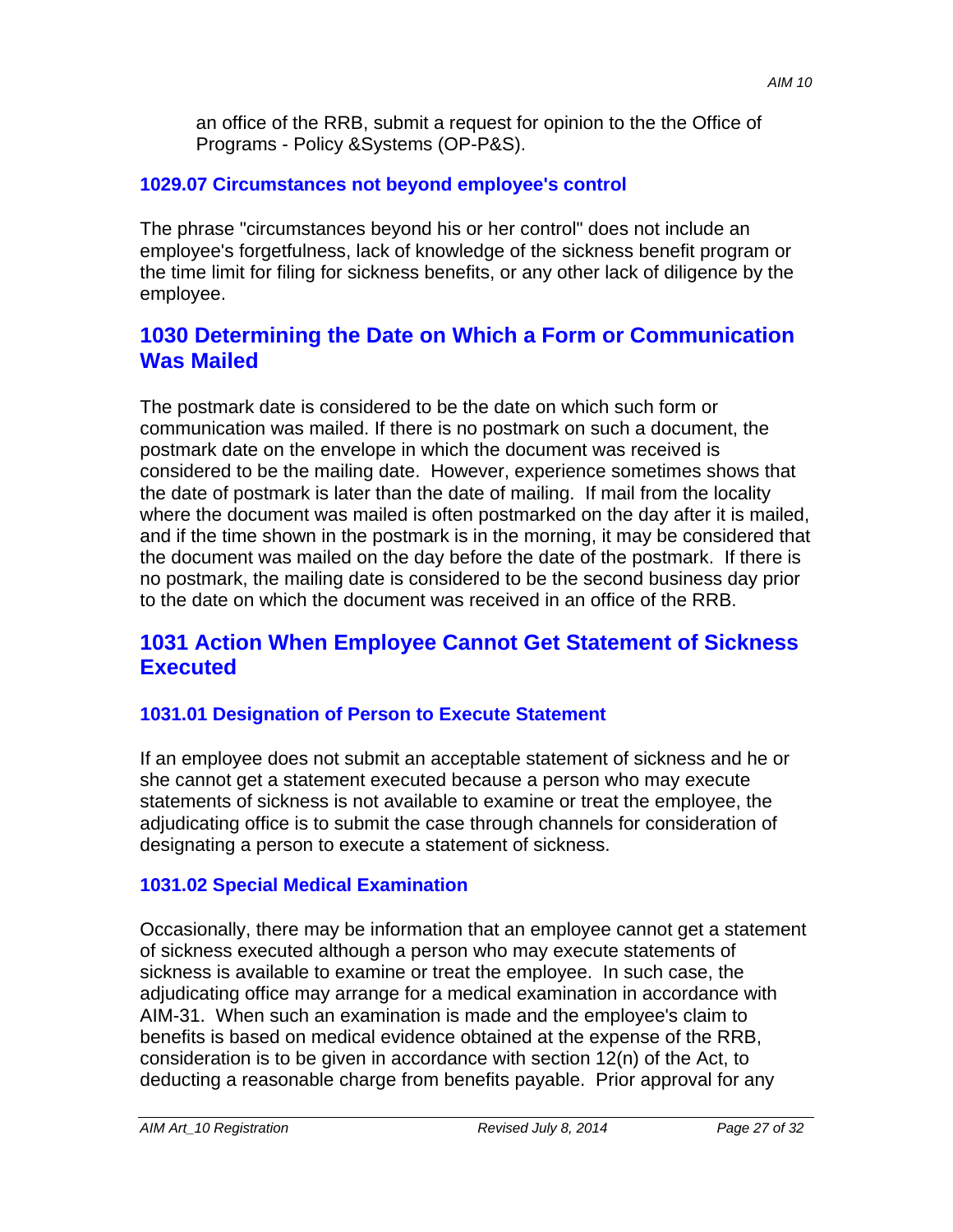an office of the RRB, submit a request for opinion to the the Office of Programs - Policy &Systems (OP-P&S).

### 1029.07 Circumstances not beyond employee's control

The phrase "circumstances beyond his or her control" does not include an employee's forgetfulness, lack of knowledge of the sickness benefit program or the time limit for filing for sickness benefits, or any other lack of diligence by the employee.

## 1030 Determining the Date on Which a Form or Communication Was Mailed

The postmark date is considered to be the date on which such form or communication was mailed. If there is no postmark on such a document, the postmark date on the envelope in which the document was received is considered to be the mailing date. However, experience sometimes shows that the date of postmark is later than the date of mailing. If mail from the locality where the document was mailed is often postmarked on the day after it is mailed, and if the time shown in the postmark is in the morning, it may be considered that the document was mailed on the day before the date of the postmark. If there is no postmark, the mailing date is considered to be the second business day prior to the date on which the document was received in an office of the RRB.

## 1031 Action When Employee Cannot Get Statement of Sickness Executed

### 1031.01 Designation of Person to Execute Statement

If an employee does not submit an acceptable statement of sickness and he or she cannot get a statement executed because a person who may execute statements of sickness is not available to examine or treat the employee, the adjudicating office is to submit the case through channels for consideration of designating a person to execute a statement of sickness.

### 1031.02 Special Medical Examination

Occasionally, there may be information that an employee cannot get a statement of sickness executed although a person who may execute statements of sickness is available to examine or treat the employee. In such case, the adjudicating office may arrange for a medical examination in accordance with AIM-31. When such an examination is made and the employee's claim to benefits is based on medical evidence obtained at the expense of the RRB, consideration is to be given in accordance with section 12(n) of the Act, to deducting a reasonable charge from benefits payable. Prior approval for any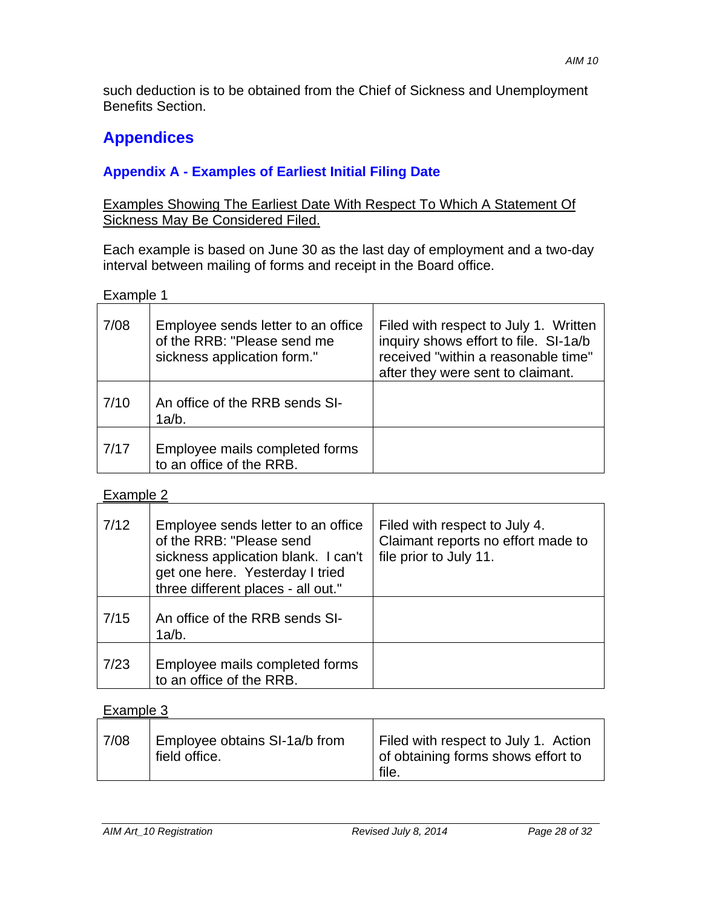such deduction is to be obtained from the Chief of Sickness and Unemployment Benefits Section.

## Appendices

### Appendix A - Examples of Earliest Initial Filing Date

Examples Showing The Earliest Date With Respect To Which A Statement Of Sickness May Be Considered Filed.

Each example is based on June 30 as the last day of employment and a two-day interval between mailing of forms and receipt in the Board office.

Example 1

| | | |
|---|---|---|
| 7/08 | Employee sends letter to an office of the RRB: "Please send me sickness application form." | Filed with respect to July 1. Written inquiry shows effort to file. SI-1a/b received "within a reasonable time" after they were sent to claimant. |
| 7/10 | An office of the RRB sends SI-1a/b. | |
| 7/17 | Employee mails completed forms to an office of the RRB. | |

Example 2

| | | |
|---|---|---|
| 7/12 | Employee sends letter to an office of the RRB: "Please send sickness application blank. I can't get one here. Yesterday I tried three different places - all out." | Filed with respect to July 4. Claimant reports no effort made to file prior to July 11. |
| 7/15 | An office of the RRB sends SI-1a/b. | |
| 7/23 | Employee mails completed forms to an office of the RRB. | |

Example 3

| | | |
|---|---|---|
| 7/08 | Employee obtains SI-1a/b from field office. | Filed with respect to July 1. Action of obtaining forms shows effort to file. |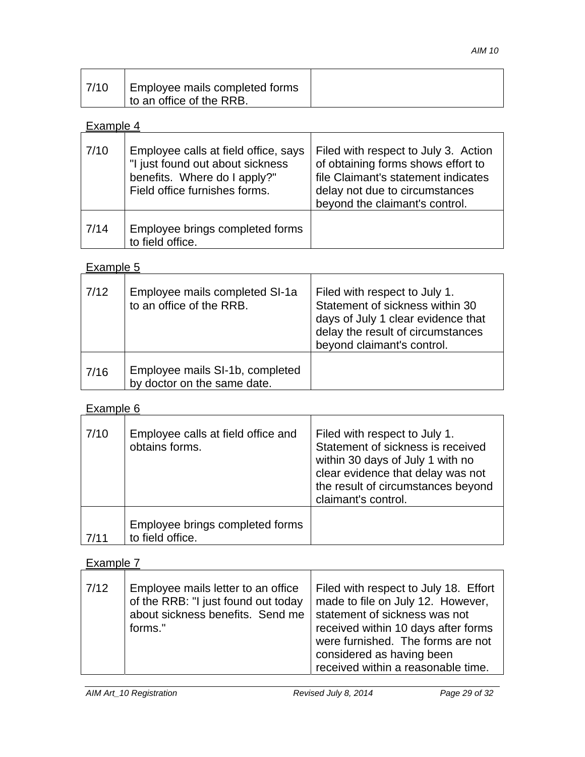| | | |
|---|---|---|
| 7/10 | Employee mails completed forms to an office of the RRB. | |

Example 4

| | | |
|---|---|---|
| 7/10 | Employee calls at field office, says "I just found out about sickness benefits. Where do I apply?" Field office furnishes forms. | Filed with respect to July 3. Action of obtaining forms shows effort to file Claimant's statement indicates delay not due to circumstances beyond the claimant's control. |
| 7/14 | Employee brings completed forms to field office. | |

Example 5

| | | |
|---|---|---|
| 7/12 | Employee mails completed SI-1a to an office of the RRB. | Filed with respect to July 1. Statement of sickness within 30 days of July 1 clear evidence that delay the result of circumstances beyond claimant's control. |
| 7/16 | Employee mails SI-1b, completed by doctor on the same date. | |

Example 6

| | | |
|---|---|---|
| 7/10 | Employee calls at field office and obtains forms. | Filed with respect to July 1. Statement of sickness is received within 30 days of July 1 with no clear evidence that delay was not the result of circumstances beyond claimant's control. |
| 7/11 | Employee brings completed forms to field office. | |

Example 7

| | | |
|---|---|---|
| 7/12 | Employee mails letter to an office of the RRB: "I just found out today about sickness benefits. Send me forms." | Filed with respect to July 18. Effort made to file on July 12. However, statement of sickness was not received within 10 days after forms were furnished. The forms are not considered as having been received within a reasonable time. |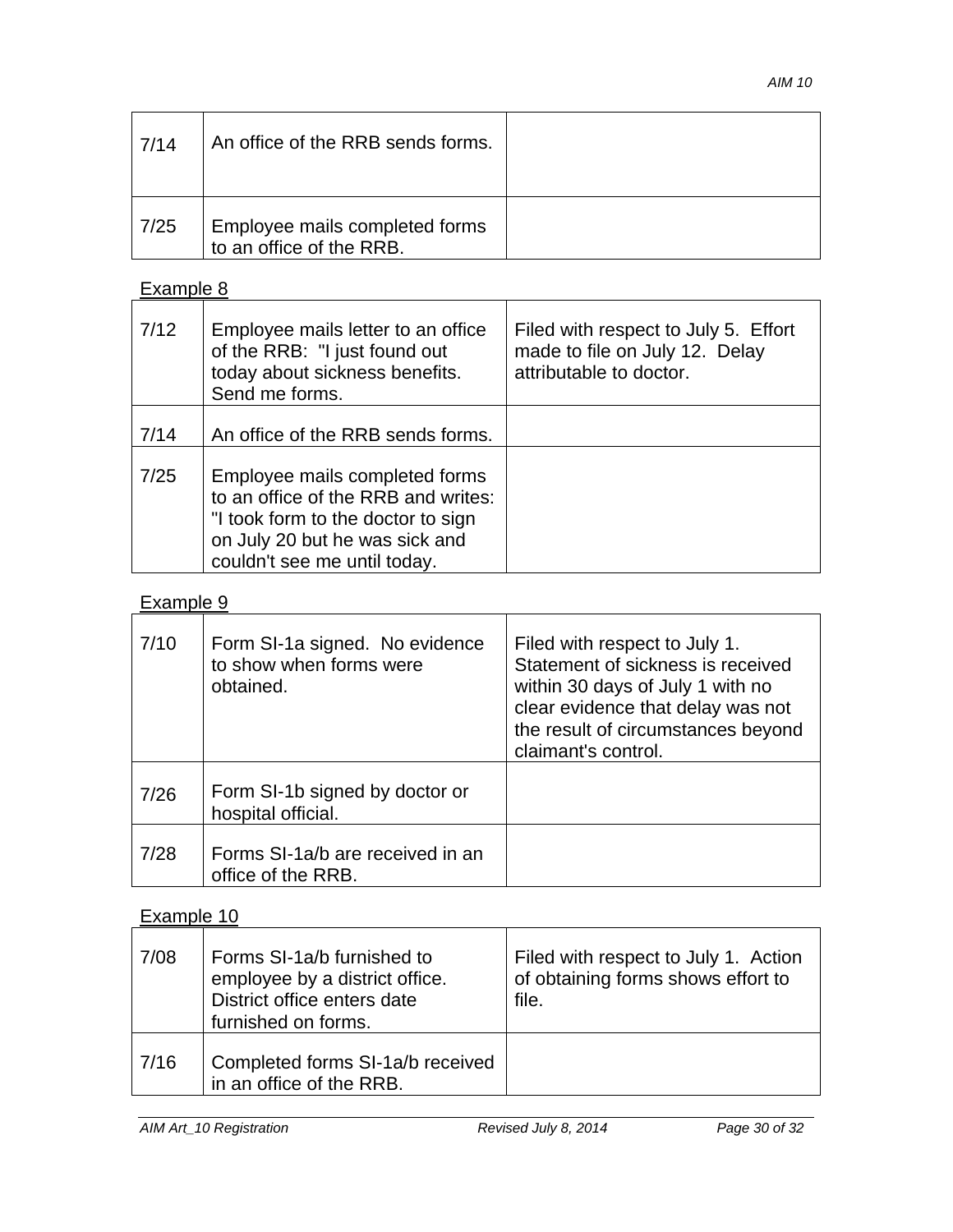| | | |
|---|---|---|
| 7/14 | An office of the RRB sends forms. | |
| 7/25 | Employee mails completed forms to an office of the RRB. | |

Example 8

| | | |
|---|---|---|
| 7/12 | Employee mails letter to an office of the RRB: "I just found out today about sickness benefits. Send me forms. | Filed with respect to July 5. Effort made to file on July 12. Delay attributable to doctor. |
| 7/14 | An office of the RRB sends forms. | |
| 7/25 | Employee mails completed forms to an office of the RRB and writes: "I took form to the doctor to sign on July 20 but he was sick and couldn't see me until today. | |

Example 9

| | | |
|---|---|---|
| 7/10 | Form SI-1a signed. No evidence to show when forms were obtained. | Filed with respect to July 1. Statement of sickness is received within 30 days of July 1 with no clear evidence that delay was not the result of circumstances beyond claimant's control. |
| 7/26 | Form SI-1b signed by doctor or hospital official. | |
| 7/28 | Forms SI-1a/b are received in an office of the RRB. | |

Example 10

| | | |
|---|---|---|
| 7/08 | Forms SI-1a/b furnished to employee by a district office. District office enters date furnished on forms. | Filed with respect to July 1. Action of obtaining forms shows effort to file. |
| 7/16 | Completed forms SI-1a/b received in an office of the RRB. | |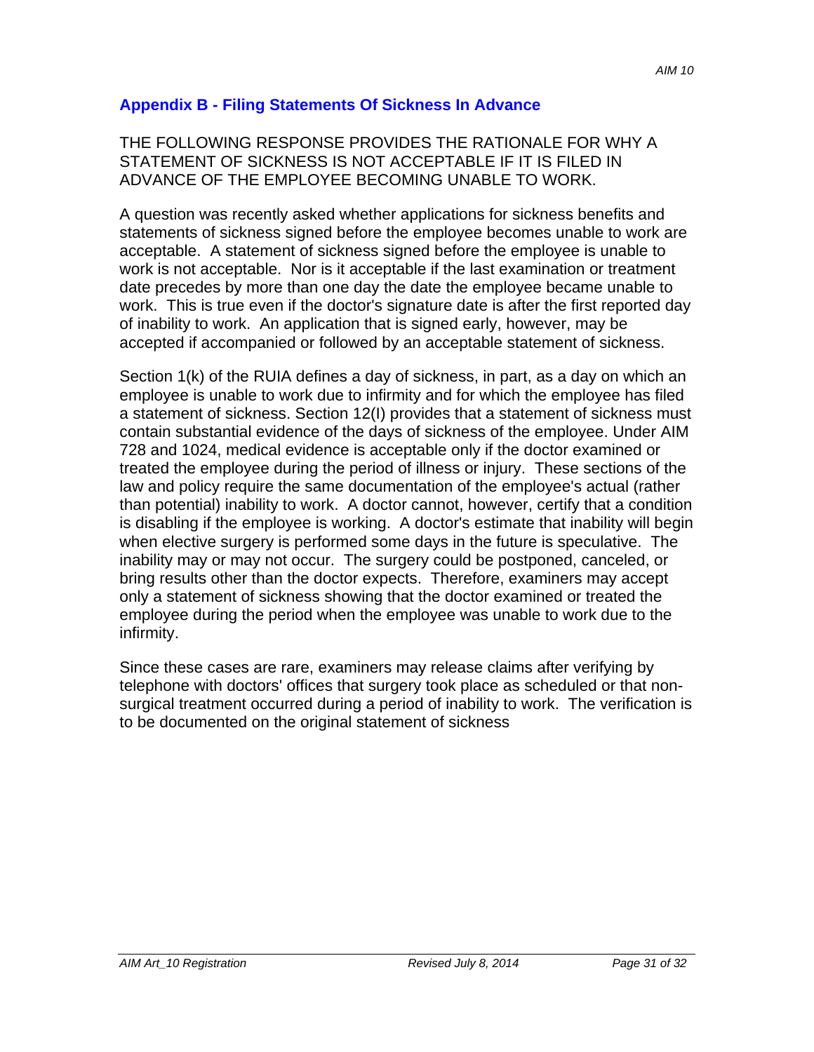## Appendix B - Filing Statements Of Sickness In Advance

THE FOLLOWING RESPONSE PROVIDES THE RATIONALE FOR WHY A STATEMENT OF SICKNESS IS NOT ACCEPTABLE IF IT IS FILED IN ADVANCE OF THE EMPLOYEE BECOMING UNABLE TO WORK.

A question was recently asked whether applications for sickness benefits and statements of sickness signed before the employee becomes unable to work are acceptable. A statement of sickness signed before the employee is unable to work is not acceptable. Nor is it acceptable if the last examination or treatment date precedes by more than one day the date the employee became unable to work. This is true even if the doctor's signature date is after the first reported day of inability to work. An application that is signed early, however, may be accepted if accompanied or followed by an acceptable statement of sickness.

Section 1(k) of the RUIA defines a day of sickness, in part, as a day on which an employee is unable to work due to infirmity and for which the employee has filed a statement of sickness. Section 12(I) provides that a statement of sickness must contain substantial evidence of the days of sickness of the employee. Under AIM 728 and 1024, medical evidence is acceptable only if the doctor examined or treated the employee during the period of illness or injury. These sections of the law and policy require the same documentation of the employee's actual (rather than potential) inability to work. A doctor cannot, however, certify that a condition is disabling if the employee is working. A doctor's estimate that inability will begin when elective surgery is performed some days in the future is speculative. The inability may or may not occur. The surgery could be postponed, canceled, or bring results other than the doctor expects. Therefore, examiners may accept only a statement of sickness showing that the doctor examined or treated the employee during the period when the employee was unable to work due to the infirmity.

Since these cases are rare, examiners may release claims after verifying by telephone with doctors' offices that surgery took place as scheduled or that non-surgical treatment occurred during a period of inability to work. The verification is to be documented on the original statement of sickness